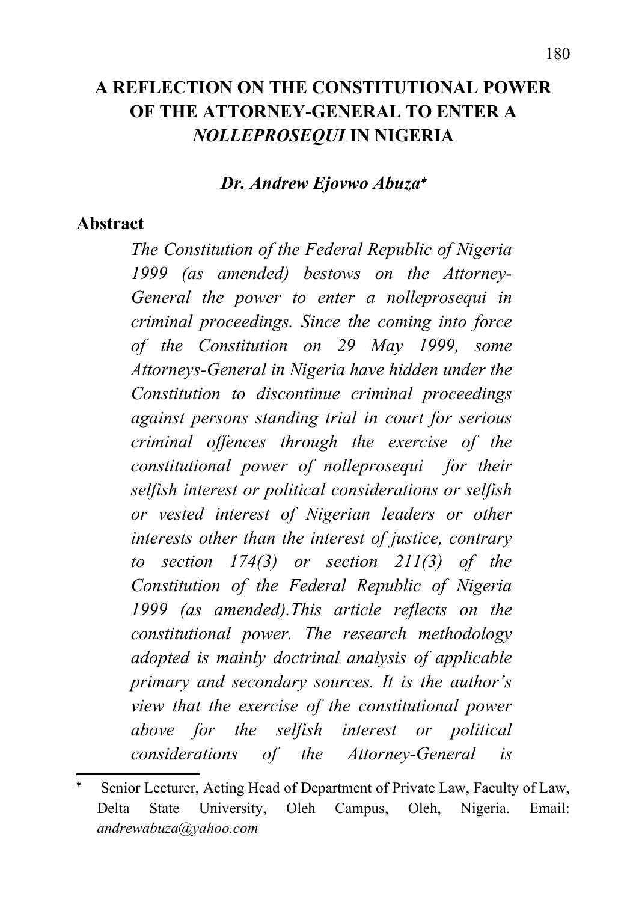# A REFLECTION ON THE CONSTITUTIONAL POWER OF THE ATTORNEY-GENERAL TO ENTER A *NOLLEPROSEQUI* IN NIGERIA

***Dr. Andrew Ejovwo Abuza****

## Abstract

*The Constitution of the Federal Republic of Nigeria 1999 (as amended) bestows on the Attorney-General the power to enter a nolleprosequi in criminal proceedings. Since the coming into force of the Constitution on 29 May 1999, some Attorneys-General in Nigeria have hidden under the Constitution to discontinue criminal proceedings against persons standing trial in court for serious criminal offences through the exercise of the constitutional power of nolleprosequi for their selfish interest or political considerations or selfish or vested interest of Nigerian leaders or other interests other than the interest of justice, contrary to section 174(3) or section 211(3) of the Constitution of the Federal Republic of Nigeria 1999 (as amended).This article reflects on the constitutional power. The research methodology adopted is mainly doctrinal analysis of applicable primary and secondary sources. It is the author's view that the exercise of the constitutional power above for the selfish interest or political considerations of the Attorney-General is*

---

* Senior Lecturer, Acting Head of Department of Private Law, Faculty of Law, Delta State University, Oleh Campus, Oleh, Nigeria. Email: *andrewabuza@yahoo.com*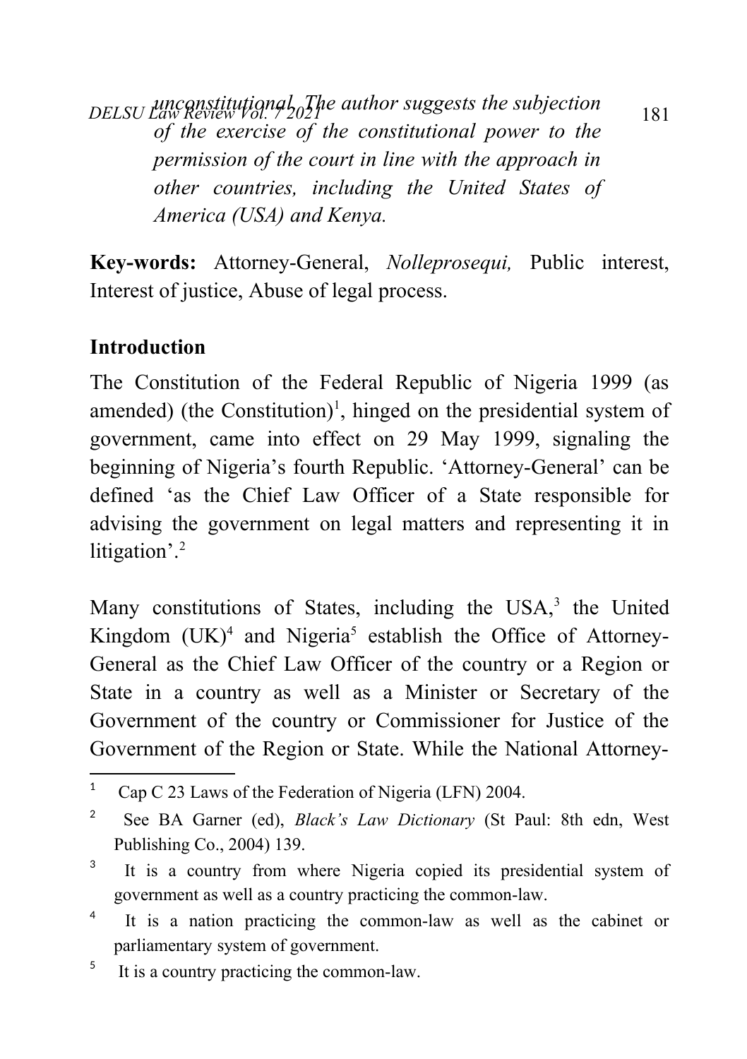*unconstitutional. The author suggests the subjection of the exercise of the constitutional power to the permission of the court in line with the approach in other countries, including the United States of America (USA) and Kenya.*

**Key-words:** Attorney-General, *Nolleprosequi,* Public interest, Interest of justice, Abuse of legal process.

**Introduction**

The Constitution of the Federal Republic of Nigeria 1999 (as amended) (the Constitution)[1], hinged on the presidential system of government, came into effect on 29 May 1999, signaling the beginning of Nigeria's fourth Republic. 'Attorney-General' can be defined 'as the Chief Law Officer of a State responsible for advising the government on legal matters and representing it in litigation'.[2]

Many constitutions of States, including the USA,[3] the United Kingdom (UK)[4] and Nigeria[5] establish the Office of Attorney-General as the Chief Law Officer of the country or a Region or State in a country as well as a Minister or Secretary of the Government of the country or Commissioner for Justice of the Government of the Region or State. While the National Attorney-

---

[1] Cap C 23 Laws of the Federation of Nigeria (LFN) 2004.

[2] See BA Garner (ed), *Black's Law Dictionary* (St Paul: 8th edn, West Publishing Co., 2004) 139.

[3] It is a country from where Nigeria copied its presidential system of government as well as a country practicing the common-law.

[4] It is a nation practicing the common-law as well as the cabinet or parliamentary system of government.

[5] It is a country practicing the common-law.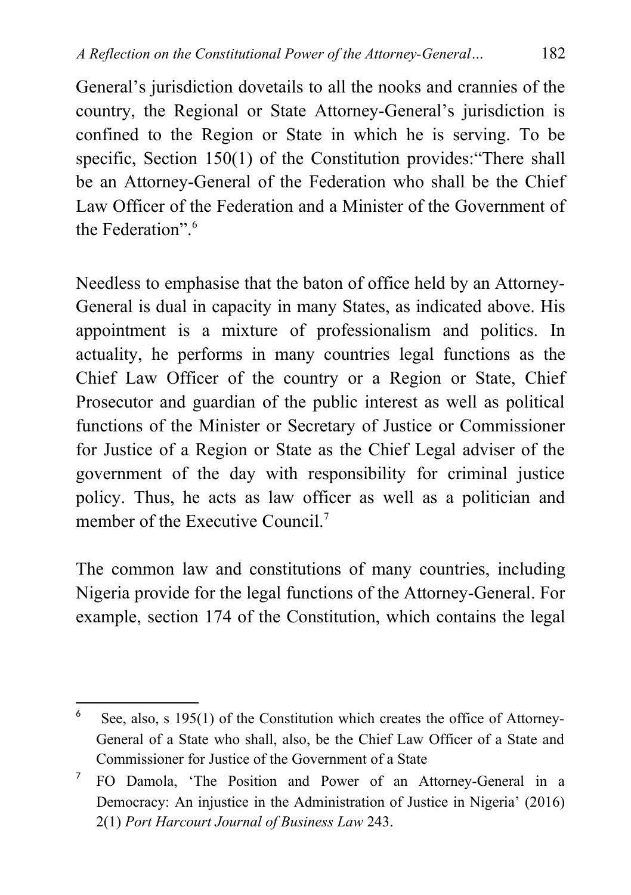General's jurisdiction dovetails to all the nooks and crannies of the country, the Regional or State Attorney-General's jurisdiction is confined to the Region or State in which he is serving. To be specific, Section 150(1) of the Constitution provides:"There shall be an Attorney-General of the Federation who shall be the Chief Law Officer of the Federation and a Minister of the Government of the Federation".[6]

Needless to emphasise that the baton of office held by an Attorney-General is dual in capacity in many States, as indicated above. His appointment is a mixture of professionalism and politics. In actuality, he performs in many countries legal functions as the Chief Law Officer of the country or a Region or State, Chief Prosecutor and guardian of the public interest as well as political functions of the Minister or Secretary of Justice or Commissioner for Justice of a Region or State as the Chief Legal adviser of the government of the day with responsibility for criminal justice policy. Thus, he acts as law officer as well as a politician and member of the Executive Council.[7]

The common law and constitutions of many countries, including Nigeria provide for the legal functions of the Attorney-General. For example, section 174 of the Constitution, which contains the legal

---

[6] See, also, s 195(1) of the Constitution which creates the office of Attorney-General of a State who shall, also, be the Chief Law Officer of a State and Commissioner for Justice of the Government of a State

[7] FO Damola, 'The Position and Power of an Attorney-General in a Democracy: An injustice in the Administration of Justice in Nigeria' (2016) 2(1) *Port Harcourt Journal of Business Law* 243.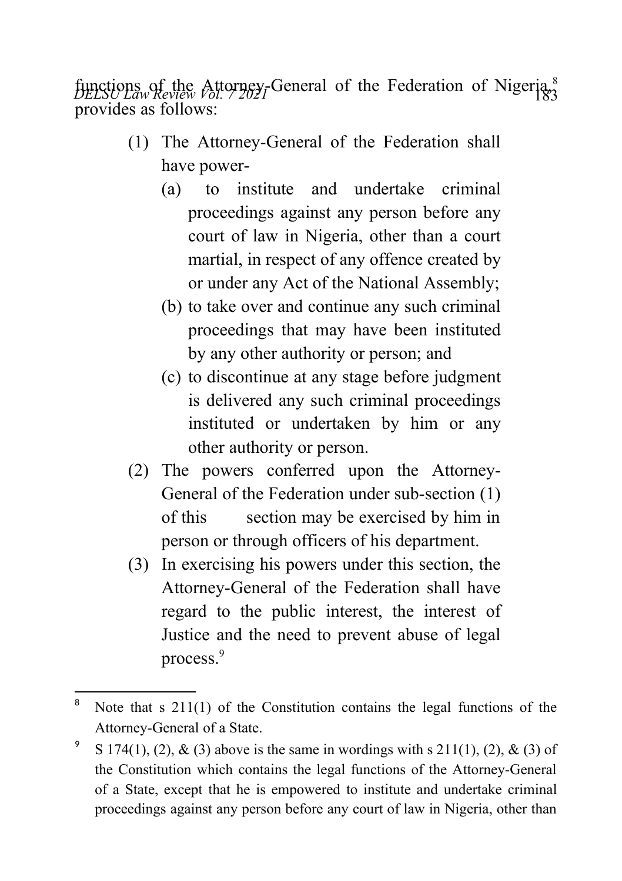functions of the Attorney-General of the Federation of Nigeria,[8] provides as follows:

> (1) The Attorney-General of the Federation shall have power-
>
> (a) to institute and undertake criminal proceedings against any person before any court of law in Nigeria, other than a court martial, in respect of any offence created by or under any Act of the National Assembly;
>
> (b) to take over and continue any such criminal proceedings that may have been instituted by any other authority or person; and
>
> (c) to discontinue at any stage before judgment is delivered any such criminal proceedings instituted or undertaken by him or any other authority or person.
>
> (2) The powers conferred upon the Attorney-General of the Federation under sub-section (1) of this section may be exercised by him in person or through officers of his department.
>
> (3) In exercising his powers under this section, the Attorney-General of the Federation shall have regard to the public interest, the interest of Justice and the need to prevent abuse of legal process.[9]

---

[8] Note that s 211(1) of the Constitution contains the legal functions of the Attorney-General of a State.

[9] S 174(1), (2), & (3) above is the same in wordings with s 211(1), (2), & (3) of the Constitution which contains the legal functions of the Attorney-General of a State, except that he is empowered to institute and undertake criminal proceedings against any person before any court of law in Nigeria, other than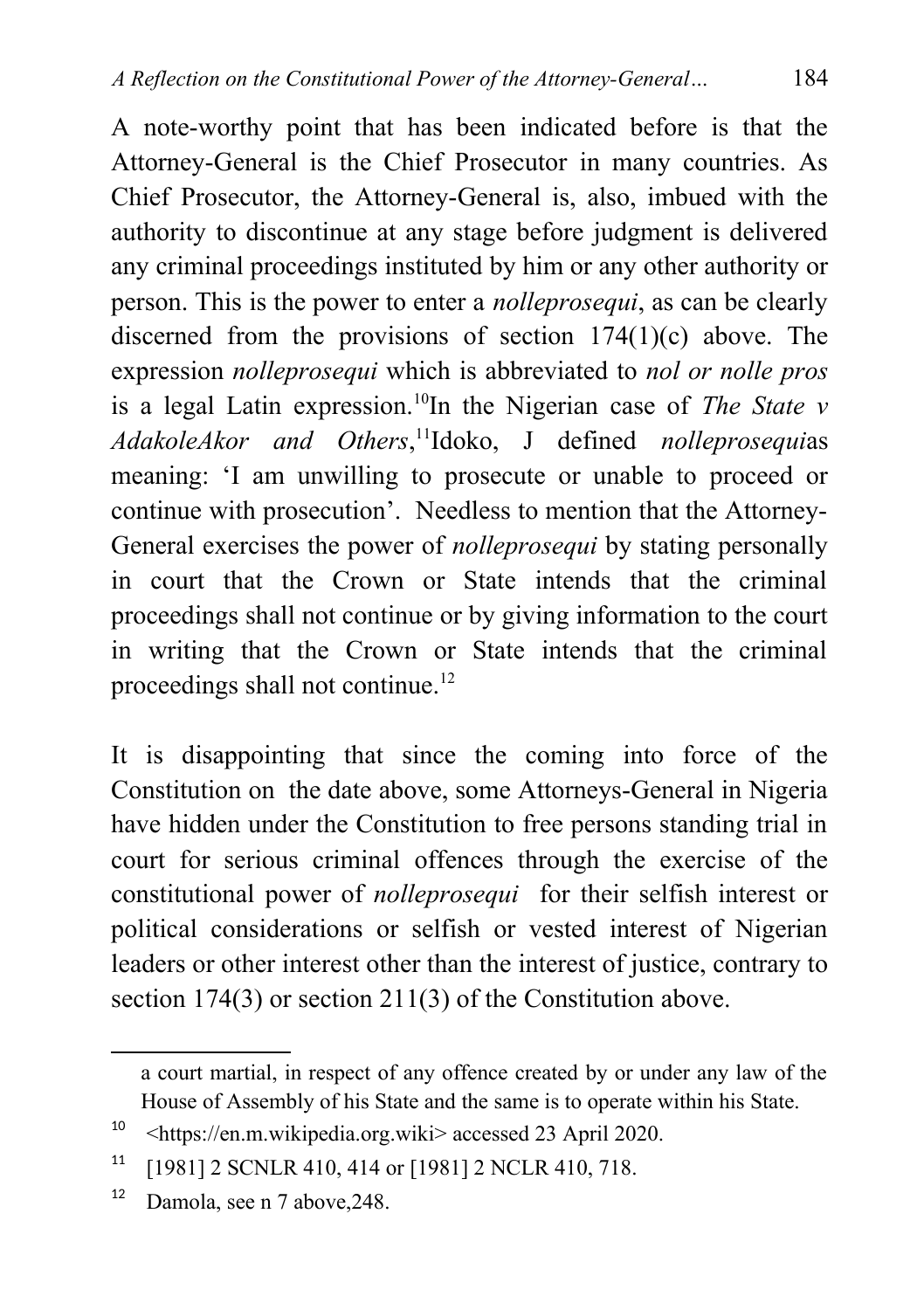A note-worthy point that has been indicated before is that the Attorney-General is the Chief Prosecutor in many countries. As Chief Prosecutor, the Attorney-General is, also, imbued with the authority to discontinue at any stage before judgment is delivered any criminal proceedings instituted by him or any other authority or person. This is the power to enter a *nolleprosequi*, as can be clearly discerned from the provisions of section 174(1)(c) above. The expression *nolleprosequi* which is abbreviated to *nol or nolle pros* is a legal Latin expression.[10]In the Nigerian case of *The State v AdakoleAkor and Others*,[11]Idoko, J defined *nolleprosequi*as meaning: 'I am unwilling to prosecute or unable to proceed or continue with prosecution'. Needless to mention that the Attorney-General exercises the power of *nolleprosequi* by stating personally in court that the Crown or State intends that the criminal proceedings shall not continue or by giving information to the court in writing that the Crown or State intends that the criminal proceedings shall not continue.[12]

It is disappointing that since the coming into force of the Constitution on the date above, some Attorneys-General in Nigeria have hidden under the Constitution to free persons standing trial in court for serious criminal offences through the exercise of the constitutional power of *nolleprosequi* for their selfish interest or political considerations or selfish or vested interest of Nigerian leaders or other interest other than the interest of justice, contrary to section 174(3) or section 211(3) of the Constitution above.

---

a court martial, in respect of any offence created by or under any law of the House of Assembly of his State and the same is to operate within his State.

[10] <https://en.m.wikipedia.org.wiki> accessed 23 April 2020.

[11] [1981] 2 SCNLR 410, 414 or [1981] 2 NCLR 410, 718.

[12] Damola, see n 7 above,248.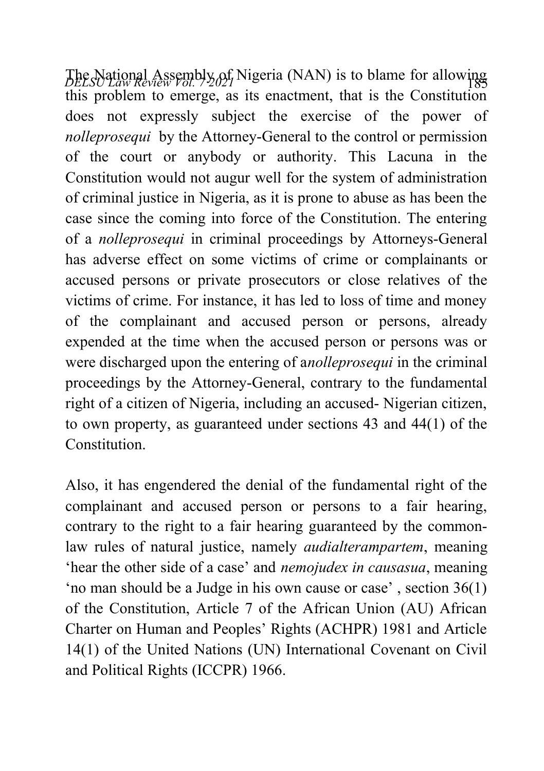The National Assembly of Nigeria (NAN) is to blame for allowing this problem to emerge, as its enactment, that is the Constitution does not expressly subject the exercise of the power of *nolleprosequi* by the Attorney-General to the control or permission of the court or anybody or authority. This Lacuna in the Constitution would not augur well for the system of administration of criminal justice in Nigeria, as it is prone to abuse as has been the case since the coming into force of the Constitution. The entering of a *nolleprosequi* in criminal proceedings by Attorneys-General has adverse effect on some victims of crime or complainants or accused persons or private prosecutors or close relatives of the victims of crime. For instance, it has led to loss of time and money of the complainant and accused person or persons, already expended at the time when the accused person or persons was or were discharged upon the entering of a*nolleprosequi* in the criminal proceedings by the Attorney-General, contrary to the fundamental right of a citizen of Nigeria, including an accused- Nigerian citizen, to own property, as guaranteed under sections 43 and 44(1) of the Constitution.

Also, it has engendered the denial of the fundamental right of the complainant and accused person or persons to a fair hearing, contrary to the right to a fair hearing guaranteed by the common-law rules of natural justice, namely *audialterampartem*, meaning 'hear the other side of a case' and *nemojudex in causasua*, meaning 'no man should be a Judge in his own cause or case' , section 36(1) of the Constitution, Article 7 of the African Union (AU) African Charter on Human and Peoples' Rights (ACHPR) 1981 and Article 14(1) of the United Nations (UN) International Covenant on Civil and Political Rights (ICCPR) 1966.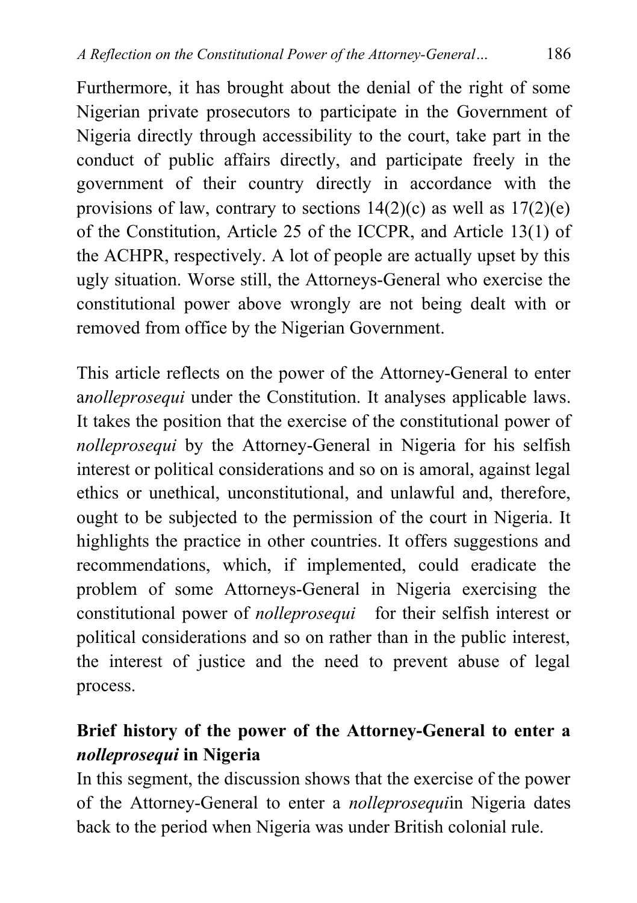Furthermore, it has brought about the denial of the right of some Nigerian private prosecutors to participate in the Government of Nigeria directly through accessibility to the court, take part in the conduct of public affairs directly, and participate freely in the government of their country directly in accordance with the provisions of law, contrary to sections 14(2)(c) as well as 17(2)(e) of the Constitution, Article 25 of the ICCPR, and Article 13(1) of the ACHPR, respectively. A lot of people are actually upset by this ugly situation. Worse still, the Attorneys-General who exercise the constitutional power above wrongly are not being dealt with or removed from office by the Nigerian Government.

This article reflects on the power of the Attorney-General to enter a*nolleprosequi* under the Constitution. It analyses applicable laws. It takes the position that the exercise of the constitutional power of *nolleprosequi* by the Attorney-General in Nigeria for his selfish interest or political considerations and so on is amoral, against legal ethics or unethical, unconstitutional, and unlawful and, therefore, ought to be subjected to the permission of the court in Nigeria. It highlights the practice in other countries. It offers suggestions and recommendations, which, if implemented, could eradicate the problem of some Attorneys-General in Nigeria exercising the constitutional power of *nolleprosequi* for their selfish interest or political considerations and so on rather than in the public interest, the interest of justice and the need to prevent abuse of legal process.

## Brief history of the power of the Attorney-General to enter a *nolleprosequi* in Nigeria

In this segment, the discussion shows that the exercise of the power of the Attorney-General to enter a *nolleprosequi*in Nigeria dates back to the period when Nigeria was under British colonial rule.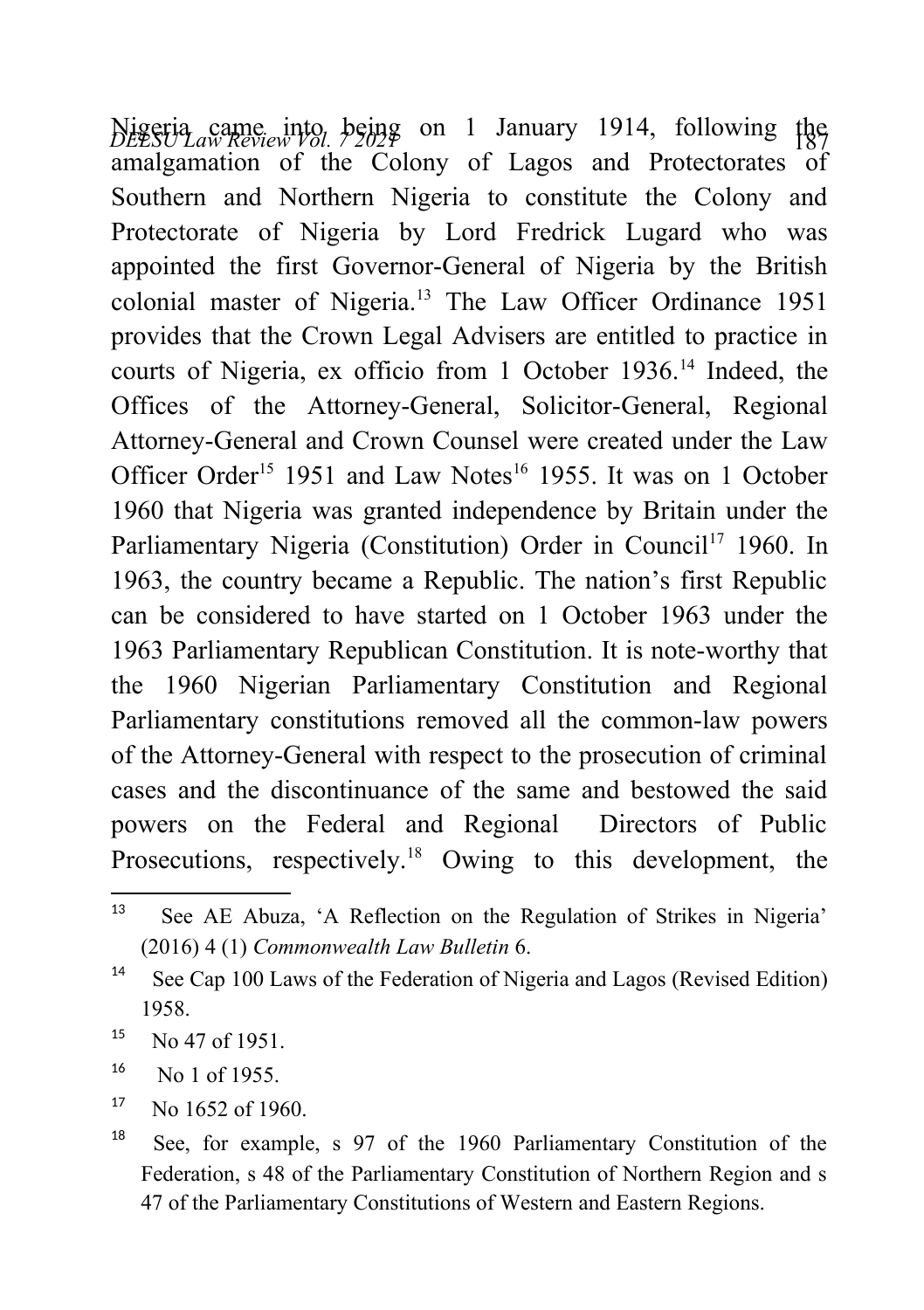Nigeria came into being on 1 January 1914, following the amalgamation of the Colony of Lagos and Protectorates of Southern and Northern Nigeria to constitute the Colony and Protectorate of Nigeria by Lord Fredrick Lugard who was appointed the first Governor-General of Nigeria by the British colonial master of Nigeria.[13] The Law Officer Ordinance 1951 provides that the Crown Legal Advisers are entitled to practice in courts of Nigeria, ex officio from 1 October 1936.[14] Indeed, the Offices of the Attorney-General, Solicitor-General, Regional Attorney-General and Crown Counsel were created under the Law Officer Order[15] 1951 and Law Notes[16] 1955. It was on 1 October 1960 that Nigeria was granted independence by Britain under the Parliamentary Nigeria (Constitution) Order in Council[17] 1960. In 1963, the country became a Republic. The nation's first Republic can be considered to have started on 1 October 1963 under the 1963 Parliamentary Republican Constitution. It is note-worthy that the 1960 Nigerian Parliamentary Constitution and Regional Parliamentary constitutions removed all the common-law powers of the Attorney-General with respect to the prosecution of criminal cases and the discontinuance of the same and bestowed the said powers on the Federal and Regional Directors of Public Prosecutions, respectively.[18] Owing to this development, the

---

[13] See AE Abuza, 'A Reflection on the Regulation of Strikes in Nigeria' (2016) 4 (1) *Commonwealth Law Bulletin* 6.

[14] See Cap 100 Laws of the Federation of Nigeria and Lagos (Revised Edition) 1958.

[15] No 47 of 1951.

[16] No 1 of 1955.

[17] No 1652 of 1960.

[18] See, for example, s 97 of the 1960 Parliamentary Constitution of the Federation, s 48 of the Parliamentary Constitution of Northern Region and s 47 of the Parliamentary Constitutions of Western and Eastern Regions.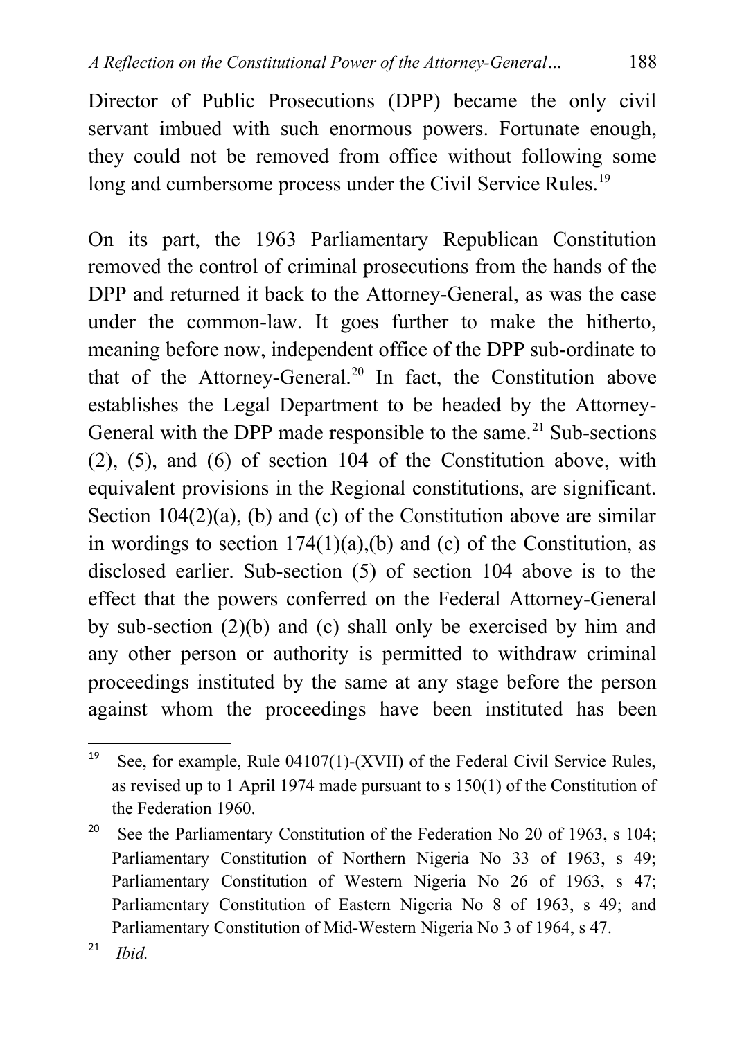Director of Public Prosecutions (DPP) became the only civil servant imbued with such enormous powers. Fortunate enough, they could not be removed from office without following some long and cumbersome process under the Civil Service Rules.[19]

On its part, the 1963 Parliamentary Republican Constitution removed the control of criminal prosecutions from the hands of the DPP and returned it back to the Attorney-General, as was the case under the common-law. It goes further to make the hitherto, meaning before now, independent office of the DPP sub-ordinate to that of the Attorney-General.[20] In fact, the Constitution above establishes the Legal Department to be headed by the Attorney-General with the DPP made responsible to the same.[21] Sub-sections (2), (5), and (6) of section 104 of the Constitution above, with equivalent provisions in the Regional constitutions, are significant. Section 104(2)(a), (b) and (c) of the Constitution above are similar in wordings to section 174(1)(a),(b) and (c) of the Constitution, as disclosed earlier. Sub-section (5) of section 104 above is to the effect that the powers conferred on the Federal Attorney-General by sub-section (2)(b) and (c) shall only be exercised by him and any other person or authority is permitted to withdraw criminal proceedings instituted by the same at any stage before the person against whom the proceedings have been instituted has been

---

[19] See, for example, Rule 04107(1)-(XVII) of the Federal Civil Service Rules, as revised up to 1 April 1974 made pursuant to s 150(1) of the Constitution of the Federation 1960.

[20] See the Parliamentary Constitution of the Federation No 20 of 1963, s 104; Parliamentary Constitution of Northern Nigeria No 33 of 1963, s 49; Parliamentary Constitution of Western Nigeria No 26 of 1963, s 47; Parliamentary Constitution of Eastern Nigeria No 8 of 1963, s 49; and Parliamentary Constitution of Mid-Western Nigeria No 3 of 1964, s 47.

[21] *Ibid.*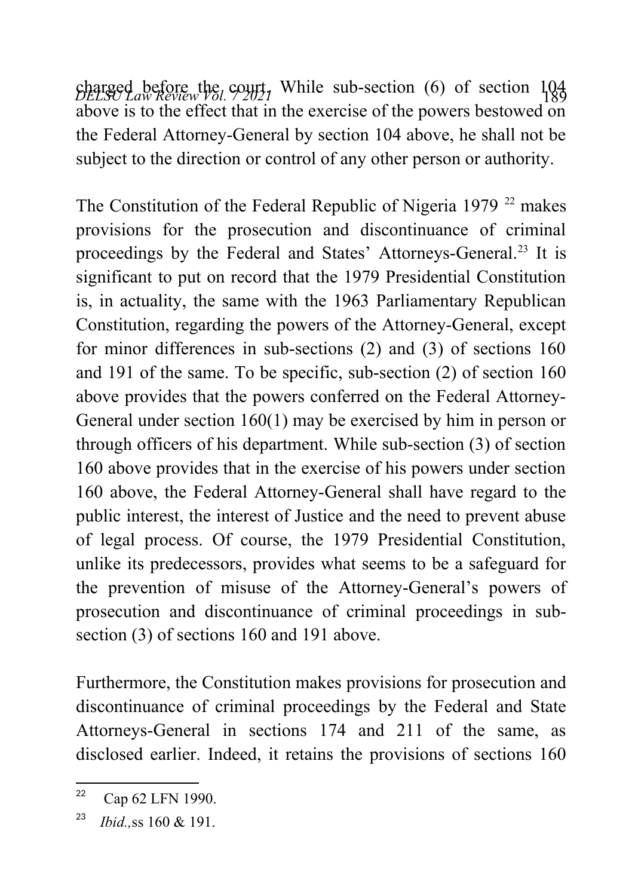charged before the court. While sub-section (6) of section 104 above is to the effect that in the exercise of the powers bestowed on the Federal Attorney-General by section 104 above, he shall not be subject to the direction or control of any other person or authority.

The Constitution of the Federal Republic of Nigeria 1979 [22] makes provisions for the prosecution and discontinuance of criminal proceedings by the Federal and States' Attorneys-General.[23] It is significant to put on record that the 1979 Presidential Constitution is, in actuality, the same with the 1963 Parliamentary Republican Constitution, regarding the powers of the Attorney-General, except for minor differences in sub-sections (2) and (3) of sections 160 and 191 of the same. To be specific, sub-section (2) of section 160 above provides that the powers conferred on the Federal Attorney-General under section 160(1) may be exercised by him in person or through officers of his department. While sub-section (3) of section 160 above provides that in the exercise of his powers under section 160 above, the Federal Attorney-General shall have regard to the public interest, the interest of Justice and the need to prevent abuse of legal process. Of course, the 1979 Presidential Constitution, unlike its predecessors, provides what seems to be a safeguard for the prevention of misuse of the Attorney-General's powers of prosecution and discontinuance of criminal proceedings in sub-section (3) of sections 160 and 191 above.

Furthermore, the Constitution makes provisions for prosecution and discontinuance of criminal proceedings by the Federal and State Attorneys-General in sections 174 and 211 of the same, as disclosed earlier. Indeed, it retains the provisions of sections 160

---

[22] Cap 62 LFN 1990.

[23] *Ibid.,*ss 160 & 191.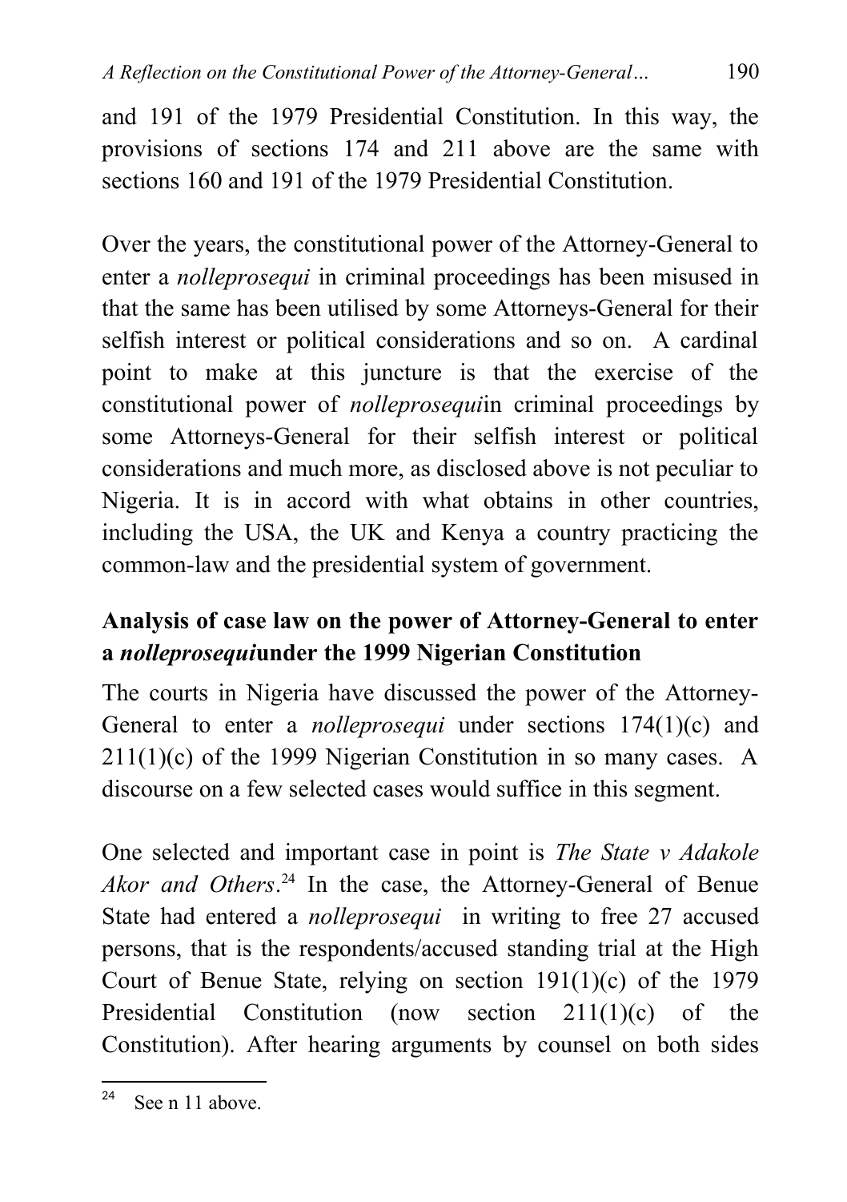and 191 of the 1979 Presidential Constitution. In this way, the provisions of sections 174 and 211 above are the same with sections 160 and 191 of the 1979 Presidential Constitution.

Over the years, the constitutional power of the Attorney-General to enter a *nolleprosequi* in criminal proceedings has been misused in that the same has been utilised by some Attorneys-General for their selfish interest or political considerations and so on. A cardinal point to make at this juncture is that the exercise of the constitutional power of *nolleprosequi*in criminal proceedings by some Attorneys-General for their selfish interest or political considerations and much more, as disclosed above is not peculiar to Nigeria. It is in accord with what obtains in other countries, including the USA, the UK and Kenya a country practicing the common-law and the presidential system of government.

## Analysis of case law on the power of Attorney-General to enter a *nolleprosequi*under the 1999 Nigerian Constitution

The courts in Nigeria have discussed the power of the Attorney-General to enter a *nolleprosequi* under sections 174(1)(c) and 211(1)(c) of the 1999 Nigerian Constitution in so many cases. A discourse on a few selected cases would suffice in this segment.

One selected and important case in point is *The State v Adakole Akor and Others*.[24] In the case, the Attorney-General of Benue State had entered a *nolleprosequi* in writing to free 27 accused persons, that is the respondents/accused standing trial at the High Court of Benue State, relying on section 191(1)(c) of the 1979 Presidential Constitution (now section 211(1)(c) of the Constitution). After hearing arguments by counsel on both sides

[24] See n 11 above.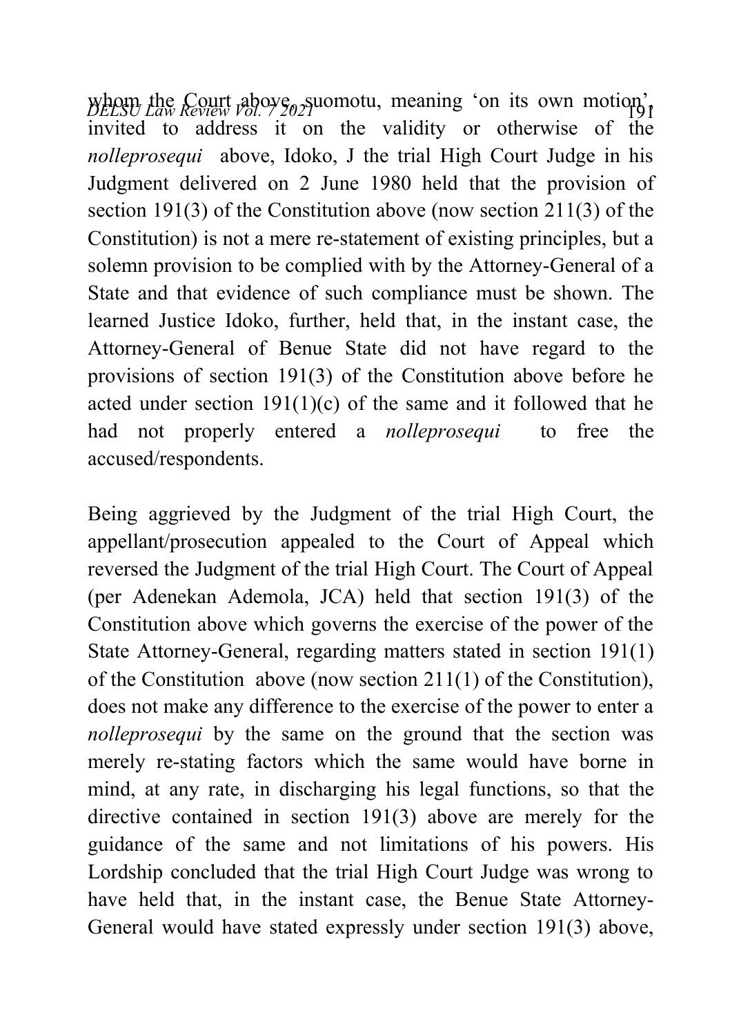whom the Court above, suomotu, meaning 'on its own motion', invited to address it on the validity or otherwise of the *nolleprosequi* above, Idoko, J the trial High Court Judge in his Judgment delivered on 2 June 1980 held that the provision of section 191(3) of the Constitution above (now section 211(3) of the Constitution) is not a mere re-statement of existing principles, but a solemn provision to be complied with by the Attorney-General of a State and that evidence of such compliance must be shown. The learned Justice Idoko, further, held that, in the instant case, the Attorney-General of Benue State did not have regard to the provisions of section 191(3) of the Constitution above before he acted under section 191(1)(c) of the same and it followed that he had not properly entered a *nolleprosequi* to free the accused/respondents.

Being aggrieved by the Judgment of the trial High Court, the appellant/prosecution appealed to the Court of Appeal which reversed the Judgment of the trial High Court. The Court of Appeal (per Adenekan Ademola, JCA) held that section 191(3) of the Constitution above which governs the exercise of the power of the State Attorney-General, regarding matters stated in section 191(1) of the Constitution above (now section 211(1) of the Constitution), does not make any difference to the exercise of the power to enter a *nolleprosequi* by the same on the ground that the section was merely re-stating factors which the same would have borne in mind, at any rate, in discharging his legal functions, so that the directive contained in section 191(3) above are merely for the guidance of the same and not limitations of his powers. His Lordship concluded that the trial High Court Judge was wrong to have held that, in the instant case, the Benue State Attorney-General would have stated expressly under section 191(3) above,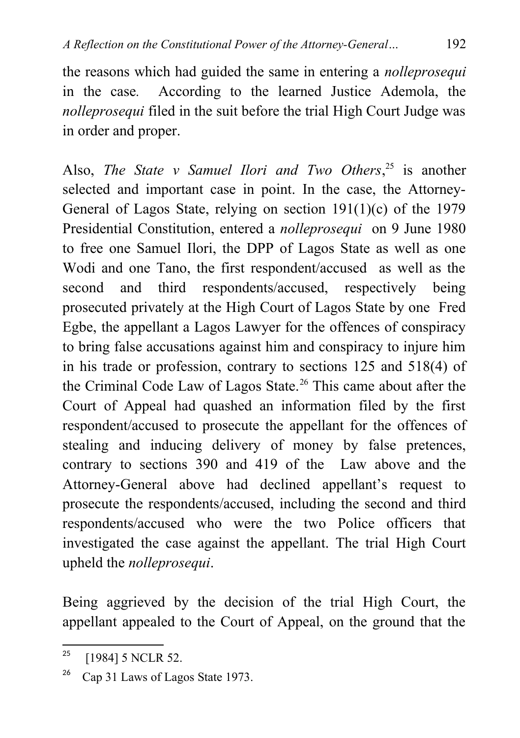the reasons which had guided the same in entering a *nolleprosequi* in the case. According to the learned Justice Ademola, the *nolleprosequi* filed in the suit before the trial High Court Judge was in order and proper.

Also, *The State v Samuel Ilori and Two Others*,[25] is another selected and important case in point. In the case, the Attorney-General of Lagos State, relying on section 191(1)(c) of the 1979 Presidential Constitution, entered a *nolleprosequi* on 9 June 1980 to free one Samuel Ilori, the DPP of Lagos State as well as one Wodi and one Tano, the first respondent/accused as well as the second and third respondents/accused, respectively being prosecuted privately at the High Court of Lagos State by one Fred Egbe, the appellant a Lagos Lawyer for the offences of conspiracy to bring false accusations against him and conspiracy to injure him in his trade or profession, contrary to sections 125 and 518(4) of the Criminal Code Law of Lagos State.[26] This came about after the Court of Appeal had quashed an information filed by the first respondent/accused to prosecute the appellant for the offences of stealing and inducing delivery of money by false pretences, contrary to sections 390 and 419 of the Law above and the Attorney-General above had declined appellant's request to prosecute the respondents/accused, including the second and third respondents/accused who were the two Police officers that investigated the case against the appellant. The trial High Court upheld the *nolleprosequi*.

Being aggrieved by the decision of the trial High Court, the appellant appealed to the Court of Appeal, on the ground that the

---

[25] [1984] 5 NCLR 52.

[26] Cap 31 Laws of Lagos State 1973.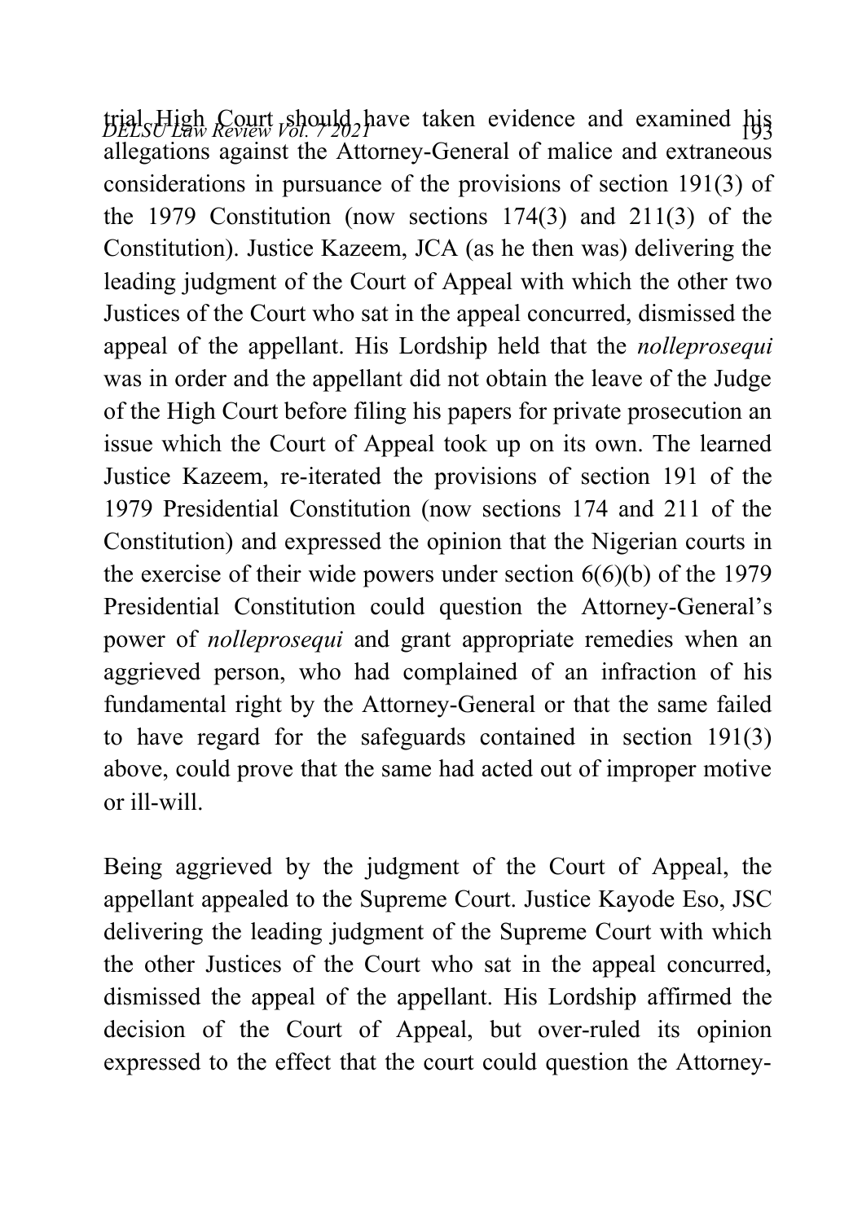trial High Court should have taken evidence and examined his allegations against the Attorney-General of malice and extraneous considerations in pursuance of the provisions of section 191(3) of the 1979 Constitution (now sections 174(3) and 211(3) of the Constitution). Justice Kazeem, JCA (as he then was) delivering the leading judgment of the Court of Appeal with which the other two Justices of the Court who sat in the appeal concurred, dismissed the appeal of the appellant. His Lordship held that the *nolleprosequi* was in order and the appellant did not obtain the leave of the Judge of the High Court before filing his papers for private prosecution an issue which the Court of Appeal took up on its own. The learned Justice Kazeem, re-iterated the provisions of section 191 of the 1979 Presidential Constitution (now sections 174 and 211 of the Constitution) and expressed the opinion that the Nigerian courts in the exercise of their wide powers under section 6(6)(b) of the 1979 Presidential Constitution could question the Attorney-General's power of *nolleprosequi* and grant appropriate remedies when an aggrieved person, who had complained of an infraction of his fundamental right by the Attorney-General or that the same failed to have regard for the safeguards contained in section 191(3) above, could prove that the same had acted out of improper motive or ill-will.

Being aggrieved by the judgment of the Court of Appeal, the appellant appealed to the Supreme Court. Justice Kayode Eso, JSC delivering the leading judgment of the Supreme Court with which the other Justices of the Court who sat in the appeal concurred, dismissed the appeal of the appellant. His Lordship affirmed the decision of the Court of Appeal, but over-ruled its opinion expressed to the effect that the court could question the Attorney-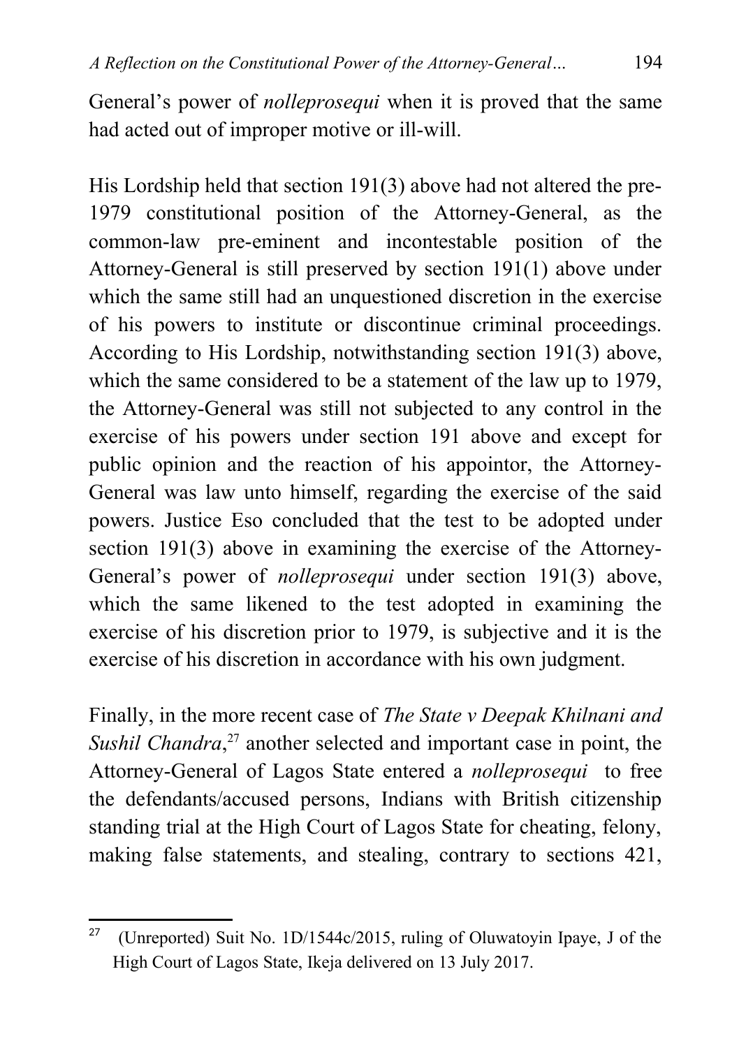General's power of *nolleprosequi* when it is proved that the same had acted out of improper motive or ill-will.

His Lordship held that section 191(3) above had not altered the pre-1979 constitutional position of the Attorney-General, as the common-law pre-eminent and incontestable position of the Attorney-General is still preserved by section 191(1) above under which the same still had an unquestioned discretion in the exercise of his powers to institute or discontinue criminal proceedings. According to His Lordship, notwithstanding section 191(3) above, which the same considered to be a statement of the law up to 1979, the Attorney-General was still not subjected to any control in the exercise of his powers under section 191 above and except for public opinion and the reaction of his appointor, the Attorney-General was law unto himself, regarding the exercise of the said powers. Justice Eso concluded that the test to be adopted under section 191(3) above in examining the exercise of the Attorney-General's power of *nolleprosequi* under section 191(3) above, which the same likened to the test adopted in examining the exercise of his discretion prior to 1979, is subjective and it is the exercise of his discretion in accordance with his own judgment.

Finally, in the more recent case of *The State v Deepak Khilnani and Sushil Chandra*,[27] another selected and important case in point, the Attorney-General of Lagos State entered a *nolleprosequi* to free the defendants/accused persons, Indians with British citizenship standing trial at the High Court of Lagos State for cheating, felony, making false statements, and stealing, contrary to sections 421,

---

[27] (Unreported) Suit No. 1D/1544c/2015, ruling of Oluwatoyin Ipaye, J of the High Court of Lagos State, Ikeja delivered on 13 July 2017.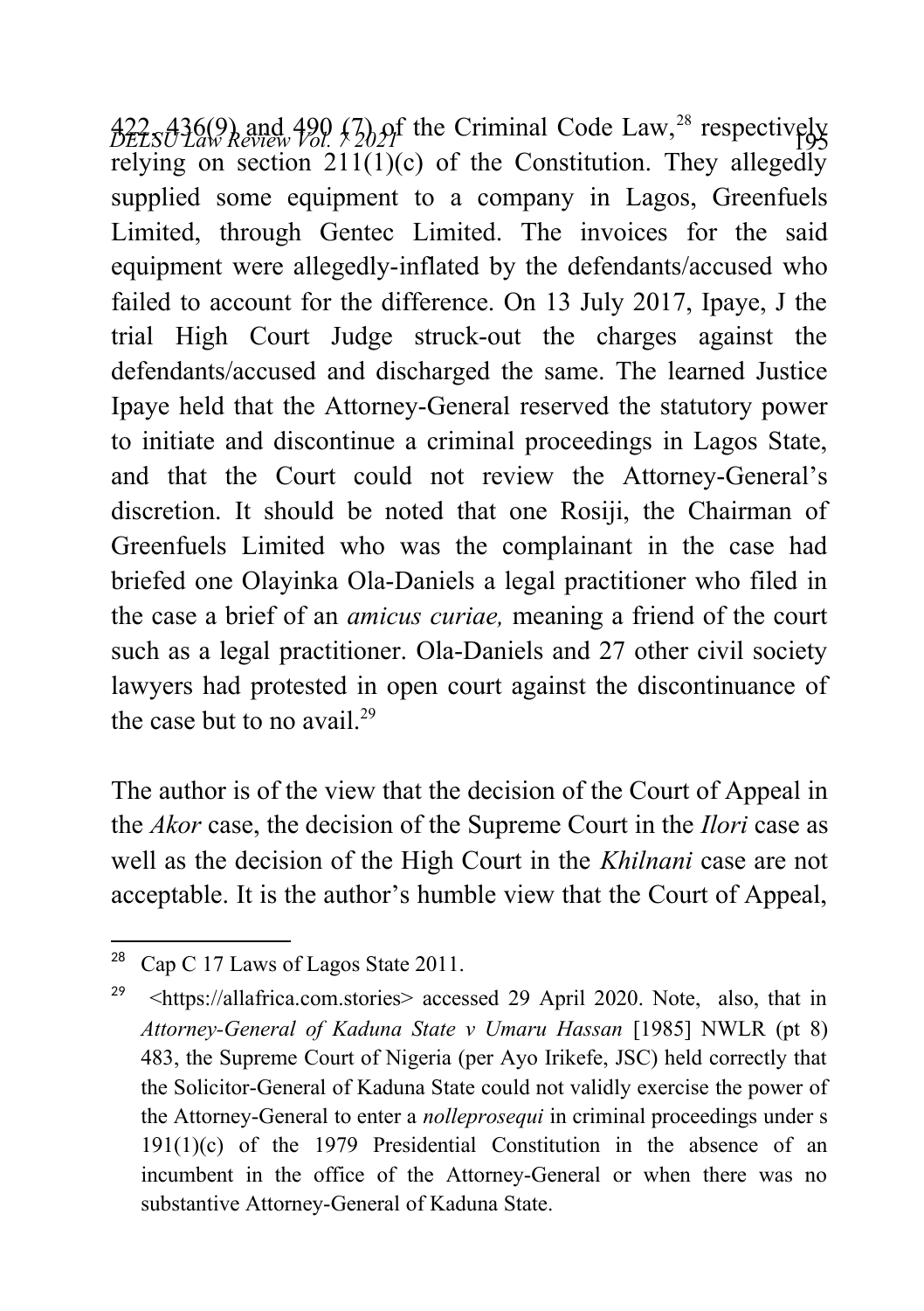422, 436(9) and 490 (7) of the Criminal Code Law,[28] respectively relying on section 211(1)(c) of the Constitution. They allegedly supplied some equipment to a company in Lagos, Greenfuels Limited, through Gentec Limited. The invoices for the said equipment were allegedly-inflated by the defendants/accused who failed to account for the difference. On 13 July 2017, Ipaye, J the trial High Court Judge struck-out the charges against the defendants/accused and discharged the same. The learned Justice Ipaye held that the Attorney-General reserved the statutory power to initiate and discontinue a criminal proceedings in Lagos State, and that the Court could not review the Attorney-General's discretion. It should be noted that one Rosiji, the Chairman of Greenfuels Limited who was the complainant in the case had briefed one Olayinka Ola-Daniels a legal practitioner who filed in the case a brief of an *amicus curiae,* meaning a friend of the court such as a legal practitioner. Ola-Daniels and 27 other civil society lawyers had protested in open court against the discontinuance of the case but to no avail.[29]

The author is of the view that the decision of the Court of Appeal in the *Akor* case, the decision of the Supreme Court in the *Ilori* case as well as the decision of the High Court in the *Khilnani* case are not acceptable. It is the author's humble view that the Court of Appeal,

---

[28] Cap C 17 Laws of Lagos State 2011.

[29] <https://allafrica.com.stories> accessed 29 April 2020. Note, also, that in *Attorney-General of Kaduna State v Umaru Hassan* [1985] NWLR (pt 8) 483, the Supreme Court of Nigeria (per Ayo Irikefe, JSC) held correctly that the Solicitor-General of Kaduna State could not validly exercise the power of the Attorney-General to enter a *nolleprosequi* in criminal proceedings under s 191(1)(c) of the 1979 Presidential Constitution in the absence of an incumbent in the office of the Attorney-General or when there was no substantive Attorney-General of Kaduna State.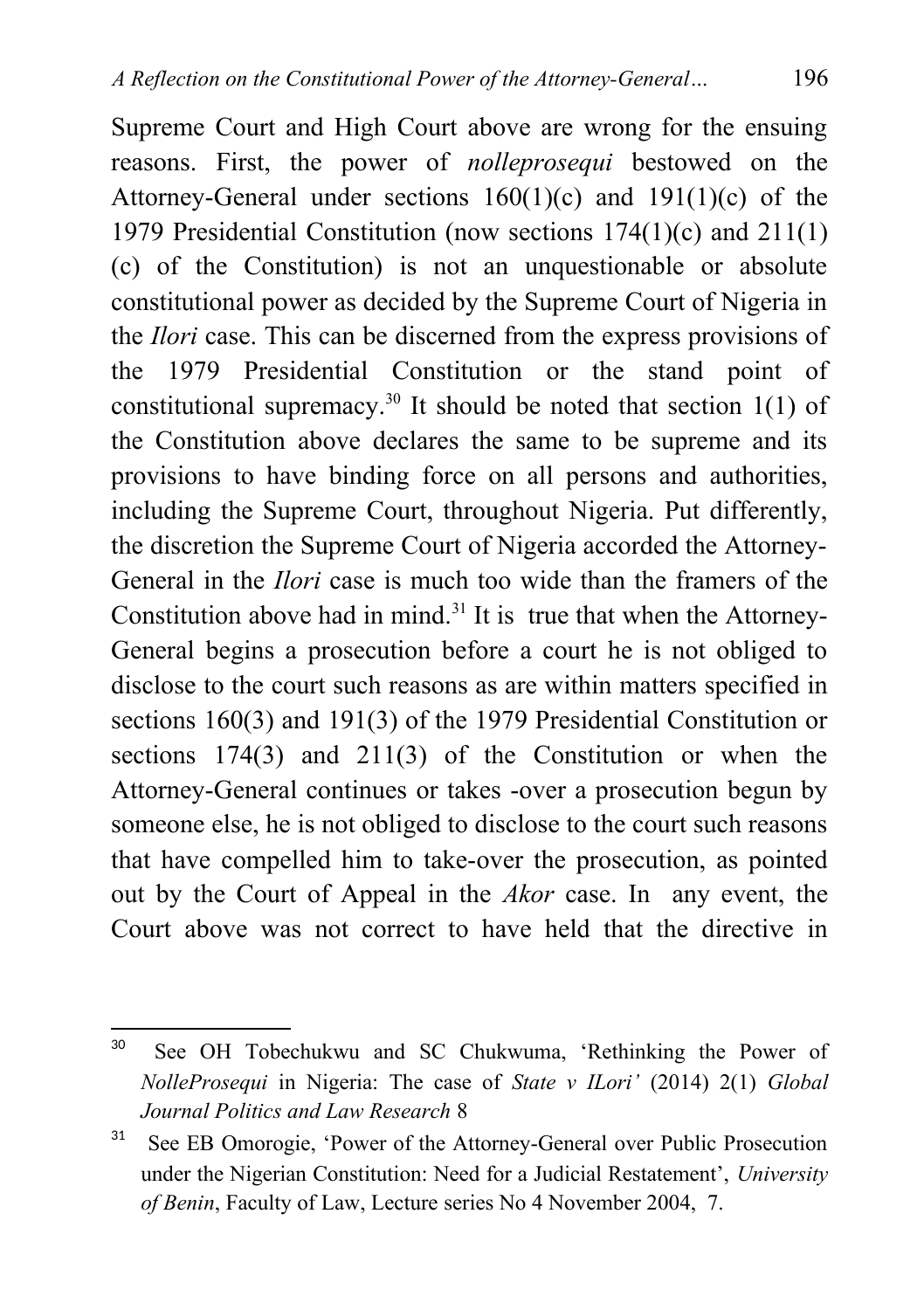Supreme Court and High Court above are wrong for the ensuing reasons. First, the power of *nolleprosequi* bestowed on the Attorney-General under sections 160(1)(c) and 191(1)(c) of the 1979 Presidential Constitution (now sections 174(1)(c) and 211(1)(c) of the Constitution) is not an unquestionable or absolute constitutional power as decided by the Supreme Court of Nigeria in the *Ilori* case. This can be discerned from the express provisions of the 1979 Presidential Constitution or the stand point of constitutional supremacy.[30] It should be noted that section 1(1) of the Constitution above declares the same to be supreme and its provisions to have binding force on all persons and authorities, including the Supreme Court, throughout Nigeria. Put differently, the discretion the Supreme Court of Nigeria accorded the Attorney-General in the *Ilori* case is much too wide than the framers of the Constitution above had in mind.[31] It is true that when the Attorney-General begins a prosecution before a court he is not obliged to disclose to the court such reasons as are within matters specified in sections 160(3) and 191(3) of the 1979 Presidential Constitution or sections 174(3) and 211(3) of the Constitution or when the Attorney-General continues or takes -over a prosecution begun by someone else, he is not obliged to disclose to the court such reasons that have compelled him to take-over the prosecution, as pointed out by the Court of Appeal in the *Akor* case. In any event, the Court above was not correct to have held that the directive in

---

[30] See OH Tobechukwu and SC Chukwuma, 'Rethinking the Power of *NolleProsequi* in Nigeria: The case of *State v ILori'* (2014) 2(1) *Global Journal Politics and Law Research* 8

[31] See EB Omorogie, 'Power of the Attorney-General over Public Prosecution under the Nigerian Constitution: Need for a Judicial Restatement', *University of Benin*, Faculty of Law, Lecture series No 4 November 2004, 7.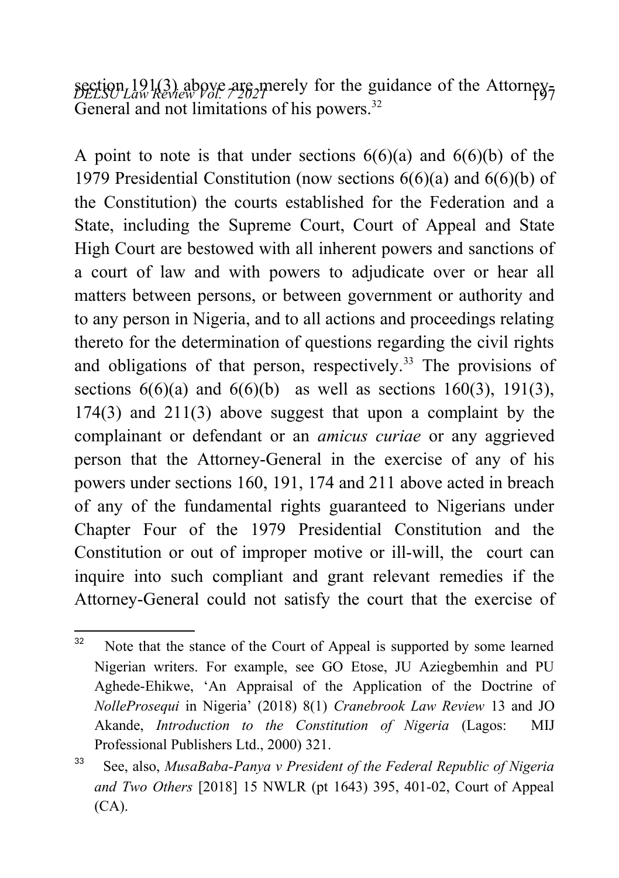section 191(3) above are merely for the guidance of the Attorney-General and not limitations of his powers.[32]

A point to note is that under sections 6(6)(a) and 6(6)(b) of the 1979 Presidential Constitution (now sections 6(6)(a) and 6(6)(b) of the Constitution) the courts established for the Federation and a State, including the Supreme Court, Court of Appeal and State High Court are bestowed with all inherent powers and sanctions of a court of law and with powers to adjudicate over or hear all matters between persons, or between government or authority and to any person in Nigeria, and to all actions and proceedings relating thereto for the determination of questions regarding the civil rights and obligations of that person, respectively.[33] The provisions of sections 6(6)(a) and 6(6)(b) as well as sections 160(3), 191(3), 174(3) and 211(3) above suggest that upon a complaint by the complainant or defendant or an *amicus curiae* or any aggrieved person that the Attorney-General in the exercise of any of his powers under sections 160, 191, 174 and 211 above acted in breach of any of the fundamental rights guaranteed to Nigerians under Chapter Four of the 1979 Presidential Constitution and the Constitution or out of improper motive or ill-will, the court can inquire into such compliant and grant relevant remedies if the Attorney-General could not satisfy the court that the exercise of

---

[32] Note that the stance of the Court of Appeal is supported by some learned Nigerian writers. For example, see GO Etose, JU Aziegbemhin and PU Aghede-Ehikwe, 'An Appraisal of the Application of the Doctrine of *NolleProsequi* in Nigeria' (2018) 8(1) *Cranebrook Law Review* 13 and JO Akande, *Introduction to the Constitution of Nigeria* (Lagos: MIJ Professional Publishers Ltd., 2000) 321.

[33] See, also, *MusaBaba-Panya v President of the Federal Republic of Nigeria and Two Others* [2018] 15 NWLR (pt 1643) 395, 401-02, Court of Appeal (CA).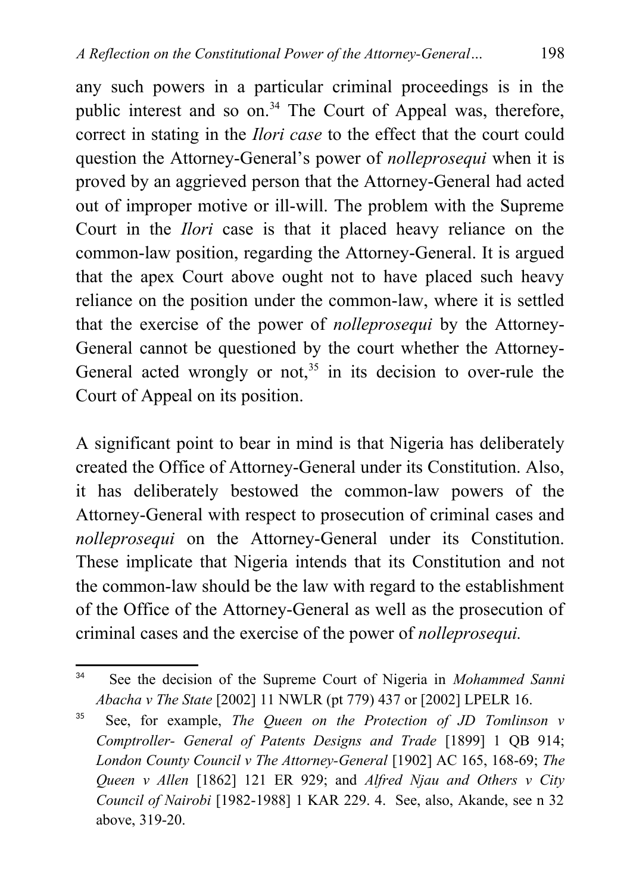any such powers in a particular criminal proceedings is in the public interest and so on.[34] The Court of Appeal was, therefore, correct in stating in the *Ilori case* to the effect that the court could question the Attorney-General's power of *nolleprosequi* when it is proved by an aggrieved person that the Attorney-General had acted out of improper motive or ill-will. The problem with the Supreme Court in the *Ilori* case is that it placed heavy reliance on the common-law position, regarding the Attorney-General. It is argued that the apex Court above ought not to have placed such heavy reliance on the position under the common-law, where it is settled that the exercise of the power of *nolleprosequi* by the Attorney-General cannot be questioned by the court whether the Attorney-General acted wrongly or not,[35] in its decision to over-rule the Court of Appeal on its position.

A significant point to bear in mind is that Nigeria has deliberately created the Office of Attorney-General under its Constitution. Also, it has deliberately bestowed the common-law powers of the Attorney-General with respect to prosecution of criminal cases and *nolleprosequi* on the Attorney-General under its Constitution. These implicate that Nigeria intends that its Constitution and not the common-law should be the law with regard to the establishment of the Office of the Attorney-General as well as the prosecution of criminal cases and the exercise of the power of *nolleprosequi.*

---

[34] See the decision of the Supreme Court of Nigeria in *Mohammed Sanni Abacha v The State* [2002] 11 NWLR (pt 779) 437 or [2002] LPELR 16.

[35] See, for example, *The Queen on the Protection of JD Tomlinson v Comptroller- General of Patents Designs and Trade* [1899] 1 QB 914; *London County Council v The Attorney-General* [1902] AC 165, 168-69; *The Queen v Allen* [1862] 121 ER 929; and *Alfred Njau and Others v City Council of Nairobi* [1982-1988] 1 KAR 229. 4. See, also, Akande, see n 32 above, 319-20.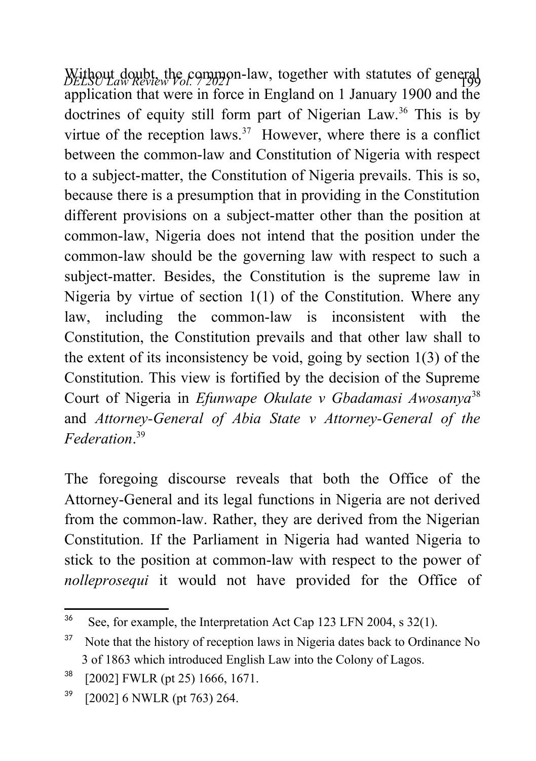Without doubt, the common-law, together with statutes of general application that were in force in England on 1 January 1900 and the doctrines of equity still form part of Nigerian Law.[36] This is by virtue of the reception laws.[37] However, where there is a conflict between the common-law and Constitution of Nigeria with respect to a subject-matter, the Constitution of Nigeria prevails. This is so, because there is a presumption that in providing in the Constitution different provisions on a subject-matter other than the position at common-law, Nigeria does not intend that the position under the common-law should be the governing law with respect to such a subject-matter. Besides, the Constitution is the supreme law in Nigeria by virtue of section 1(1) of the Constitution. Where any law, including the common-law is inconsistent with the Constitution, the Constitution prevails and that other law shall to the extent of its inconsistency be void, going by section 1(3) of the Constitution. This view is fortified by the decision of the Supreme Court of Nigeria in *Efunwape Okulate v Gbadamasi Awosanya*[38] and *Attorney-General of Abia State v Attorney-General of the Federation*.[39]

The foregoing discourse reveals that both the Office of the Attorney-General and its legal functions in Nigeria are not derived from the common-law. Rather, they are derived from the Nigerian Constitution. If the Parliament in Nigeria had wanted Nigeria to stick to the position at common-law with respect to the power of *nolleprosequi* it would not have provided for the Office of

---

[36] See, for example, the Interpretation Act Cap 123 LFN 2004, s 32(1).

[37] Note that the history of reception laws in Nigeria dates back to Ordinance No 3 of 1863 which introduced English Law into the Colony of Lagos.

[38] [2002] FWLR (pt 25) 1666, 1671.

[39] [2002] 6 NWLR (pt 763) 264.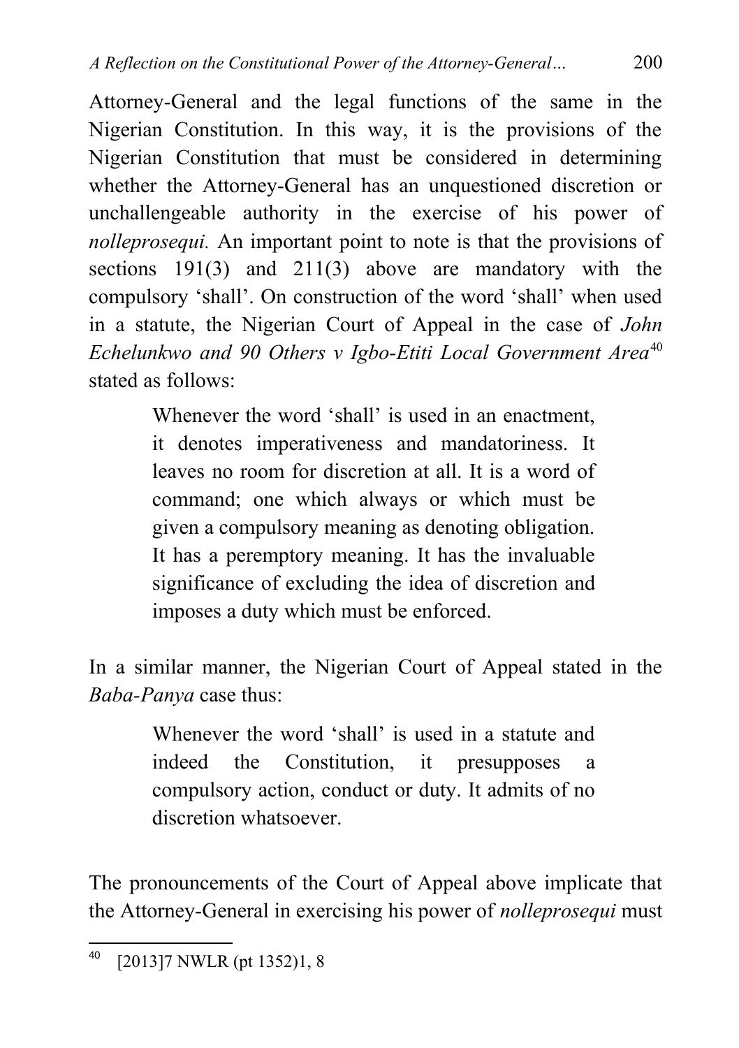Attorney-General and the legal functions of the same in the Nigerian Constitution. In this way, it is the provisions of the Nigerian Constitution that must be considered in determining whether the Attorney-General has an unquestioned discretion or unchallengeable authority in the exercise of his power of *nolleprosequi.* An important point to note is that the provisions of sections 191(3) and 211(3) above are mandatory with the compulsory 'shall'. On construction of the word 'shall' when used in a statute, the Nigerian Court of Appeal in the case of *John Echelunkwo and 90 Others v Igbo-Etiti Local Government Area*[40] stated as follows:

> Whenever the word 'shall' is used in an enactment, it denotes imperativeness and mandatoriness. It leaves no room for discretion at all. It is a word of command; one which always or which must be given a compulsory meaning as denoting obligation. It has a peremptory meaning. It has the invaluable significance of excluding the idea of discretion and imposes a duty which must be enforced.

In a similar manner, the Nigerian Court of Appeal stated in the *Baba-Panya* case thus:

> Whenever the word 'shall' is used in a statute and indeed the Constitution, it presupposes a compulsory action, conduct or duty. It admits of no discretion whatsoever.

The pronouncements of the Court of Appeal above implicate that the Attorney-General in exercising his power of *nolleprosequi* must

---

[40] [2013]7 NWLR (pt 1352)1, 8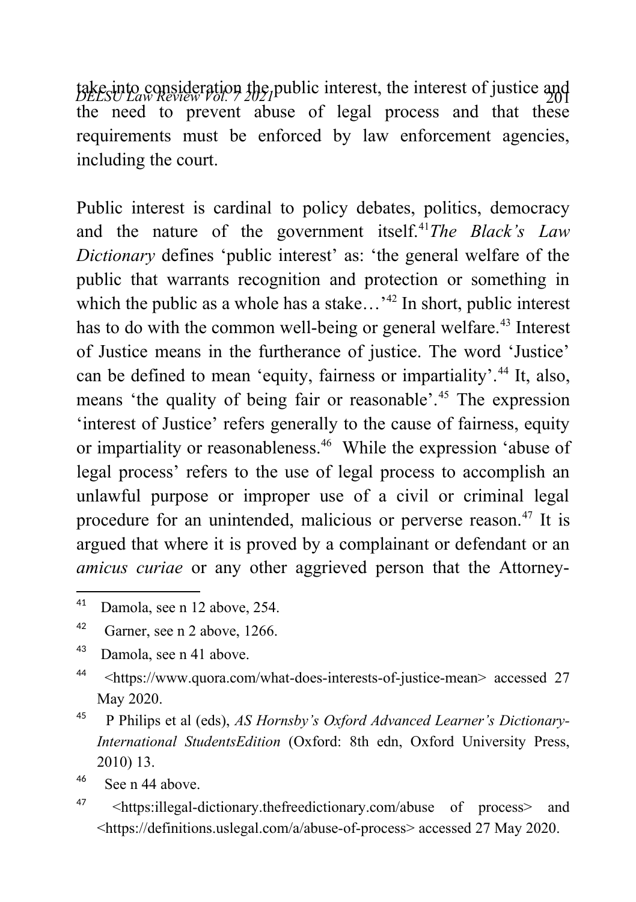take into consideration the public interest, the interest of justice and the need to prevent abuse of legal process and that these requirements must be enforced by law enforcement agencies, including the court.

Public interest is cardinal to policy debates, politics, democracy and the nature of the government itself.[41] *The Black's Law Dictionary* defines 'public interest' as: 'the general welfare of the public that warrants recognition and protection or something in which the public as a whole has a stake…'[42] In short, public interest has to do with the common well-being or general welfare.[43] Interest of Justice means in the furtherance of justice. The word 'Justice' can be defined to mean 'equity, fairness or impartiality'.[44] It, also, means 'the quality of being fair or reasonable'.[45] The expression 'interest of Justice' refers generally to the cause of fairness, equity or impartiality or reasonableness.[46] While the expression 'abuse of legal process' refers to the use of legal process to accomplish an unlawful purpose or improper use of a civil or criminal legal procedure for an unintended, malicious or perverse reason.[47] It is argued that where it is proved by a complainant or defendant or an *amicus curiae* or any other aggrieved person that the Attorney-

---

[41] Damola, see n 12 above, 254.

[42] Garner, see n 2 above, 1266.

[43] Damola, see n 41 above.

[44] <https://www.quora.com/what-does-interests-of-justice-mean> accessed 27 May 2020.

[45] P Philips et al (eds), *AS Hornsby's Oxford Advanced Learner's Dictionary-International StudentsEdition* (Oxford: 8th edn, Oxford University Press, 2010) 13.

[46] See n 44 above.

[47] <https:illegal-dictionary.thefreedictionary.com/abuse of process> and <https://definitions.uslegal.com/a/abuse-of-process> accessed 27 May 2020.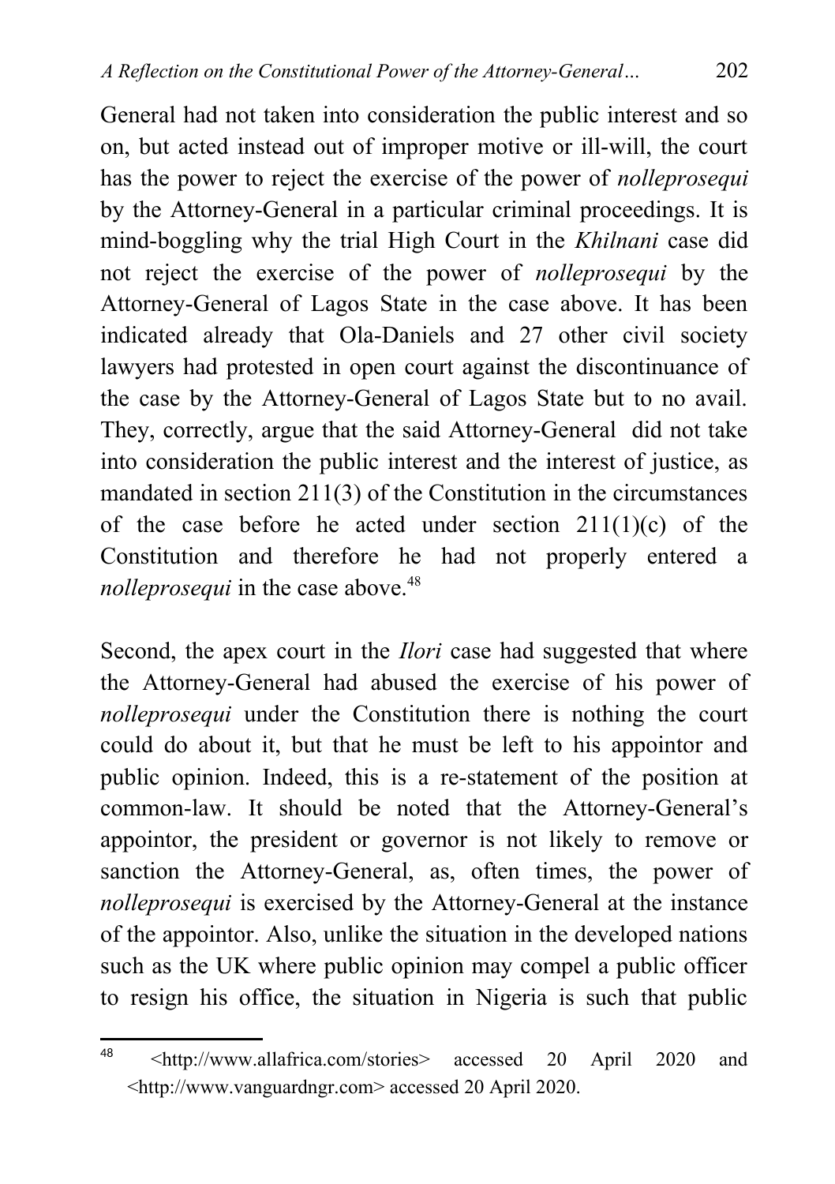General had not taken into consideration the public interest and so on, but acted instead out of improper motive or ill-will, the court has the power to reject the exercise of the power of *nolleprosequi* by the Attorney-General in a particular criminal proceedings. It is mind-boggling why the trial High Court in the *Khilnani* case did not reject the exercise of the power of *nolleprosequi* by the Attorney-General of Lagos State in the case above. It has been indicated already that Ola-Daniels and 27 other civil society lawyers had protested in open court against the discontinuance of the case by the Attorney-General of Lagos State but to no avail. They, correctly, argue that the said Attorney-General did not take into consideration the public interest and the interest of justice, as mandated in section 211(3) of the Constitution in the circumstances of the case before he acted under section 211(1)(c) of the Constitution and therefore he had not properly entered a *nolleprosequi* in the case above.[48]

Second, the apex court in the *Ilori* case had suggested that where the Attorney-General had abused the exercise of his power of *nolleprosequi* under the Constitution there is nothing the court could do about it, but that he must be left to his appointor and public opinion. Indeed, this is a re-statement of the position at common-law. It should be noted that the Attorney-General's appointor, the president or governor is not likely to remove or sanction the Attorney-General, as, often times, the power of *nolleprosequi* is exercised by the Attorney-General at the instance of the appointor. Also, unlike the situation in the developed nations such as the UK where public opinion may compel a public officer to resign his office, the situation in Nigeria is such that public

---

[48] <http://www.allafrica.com/stories> accessed 20 April 2020 and <http://www.vanguardngr.com> accessed 20 April 2020.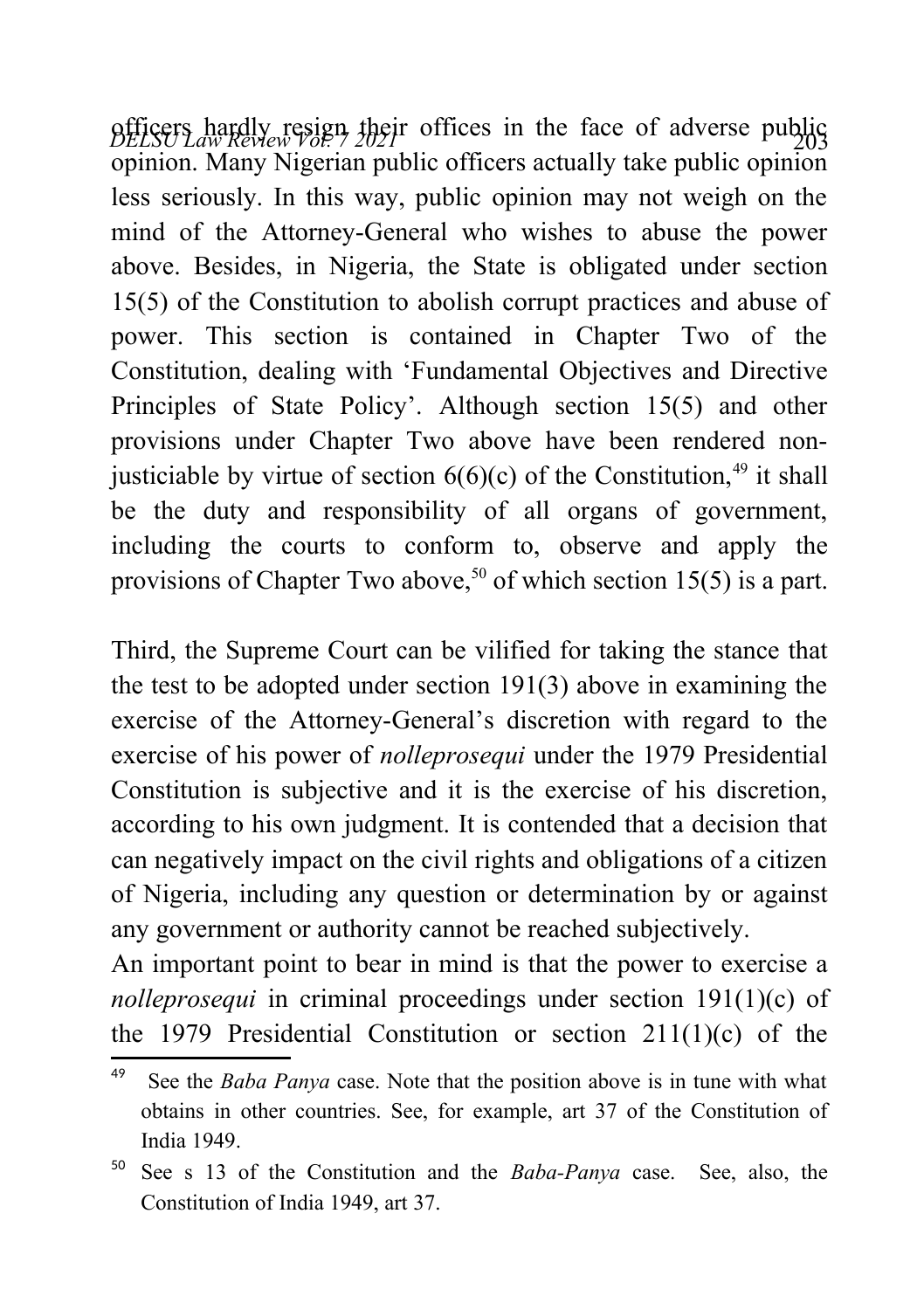officers hardly resign their offices in the face of adverse public opinion. Many Nigerian public officers actually take public opinion less seriously. In this way, public opinion may not weigh on the mind of the Attorney-General who wishes to abuse the power above. Besides, in Nigeria, the State is obligated under section 15(5) of the Constitution to abolish corrupt practices and abuse of power. This section is contained in Chapter Two of the Constitution, dealing with 'Fundamental Objectives and Directive Principles of State Policy'. Although section 15(5) and other provisions under Chapter Two above have been rendered non-justiciable by virtue of section 6(6)(c) of the Constitution,[49] it shall be the duty and responsibility of all organs of government, including the courts to conform to, observe and apply the provisions of Chapter Two above,[50] of which section 15(5) is a part.

Third, the Supreme Court can be vilified for taking the stance that the test to be adopted under section 191(3) above in examining the exercise of the Attorney-General's discretion with regard to the exercise of his power of *nolleprosequi* under the 1979 Presidential Constitution is subjective and it is the exercise of his discretion, according to his own judgment. It is contended that a decision that can negatively impact on the civil rights and obligations of a citizen of Nigeria, including any question or determination by or against any government or authority cannot be reached subjectively.

An important point to bear in mind is that the power to exercise a *nolleprosequi* in criminal proceedings under section 191(1)(c) of the 1979 Presidential Constitution or section 211(1)(c) of the

---

[49] See the *Baba Panya* case. Note that the position above is in tune with what obtains in other countries. See, for example, art 37 of the Constitution of India 1949.

[50] See s 13 of the Constitution and the *Baba-Panya* case. See, also, the Constitution of India 1949, art 37.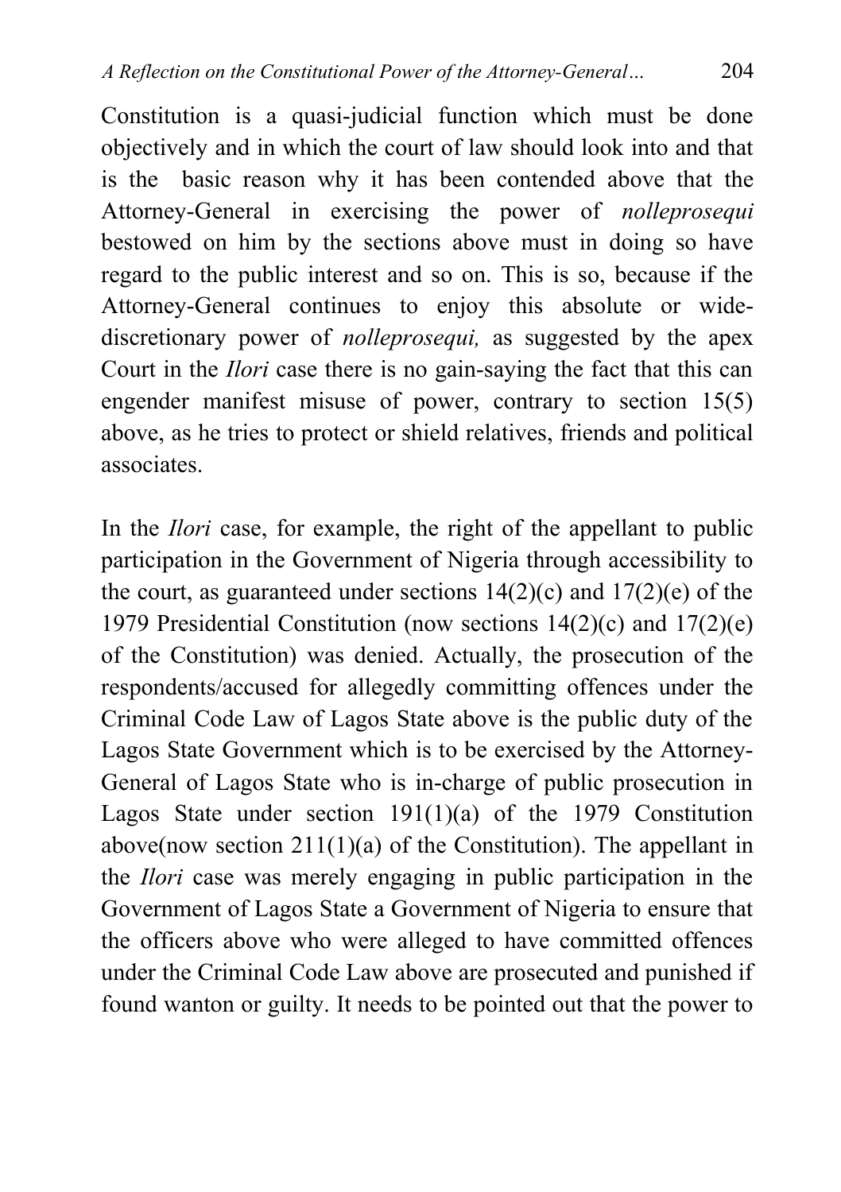Constitution is a quasi-judicial function which must be done objectively and in which the court of law should look into and that is the basic reason why it has been contended above that the Attorney-General in exercising the power of *nolleprosequi* bestowed on him by the sections above must in doing so have regard to the public interest and so on. This is so, because if the Attorney-General continues to enjoy this absolute or wide-discretionary power of *nolleprosequi,* as suggested by the apex Court in the *Ilori* case there is no gain-saying the fact that this can engender manifest misuse of power, contrary to section 15(5) above, as he tries to protect or shield relatives, friends and political associates.

In the *Ilori* case, for example, the right of the appellant to public participation in the Government of Nigeria through accessibility to the court, as guaranteed under sections 14(2)(c) and 17(2)(e) of the 1979 Presidential Constitution (now sections 14(2)(c) and 17(2)(e) of the Constitution) was denied. Actually, the prosecution of the respondents/accused for allegedly committing offences under the Criminal Code Law of Lagos State above is the public duty of the Lagos State Government which is to be exercised by the Attorney-General of Lagos State who is in-charge of public prosecution in Lagos State under section 191(1)(a) of the 1979 Constitution above(now section 211(1)(a) of the Constitution). The appellant in the *Ilori* case was merely engaging in public participation in the Government of Lagos State a Government of Nigeria to ensure that the officers above who were alleged to have committed offences under the Criminal Code Law above are prosecuted and punished if found wanton or guilty. It needs to be pointed out that the power to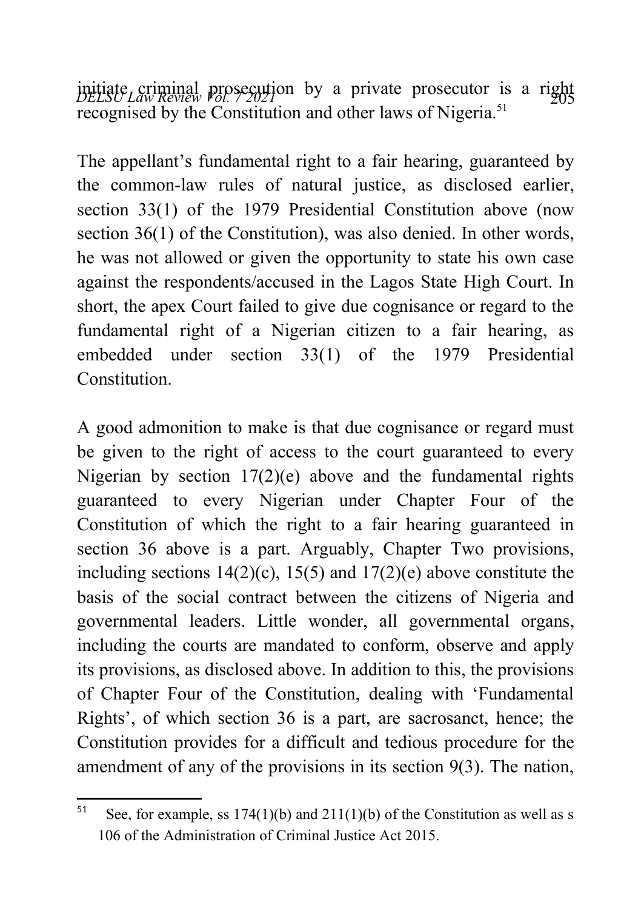initiate criminal prosecution by a private prosecutor is a right recognised by the Constitution and other laws of Nigeria.[51]

The appellant's fundamental right to a fair hearing, guaranteed by the common-law rules of natural justice, as disclosed earlier, section 33(1) of the 1979 Presidential Constitution above (now section 36(1) of the Constitution), was also denied. In other words, he was not allowed or given the opportunity to state his own case against the respondents/accused in the Lagos State High Court. In short, the apex Court failed to give due cognisance or regard to the fundamental right of a Nigerian citizen to a fair hearing, as embedded under section 33(1) of the 1979 Presidential Constitution.

A good admonition to make is that due cognisance or regard must be given to the right of access to the court guaranteed to every Nigerian by section 17(2)(e) above and the fundamental rights guaranteed to every Nigerian under Chapter Four of the Constitution of which the right to a fair hearing guaranteed in section 36 above is a part. Arguably, Chapter Two provisions, including sections 14(2)(c), 15(5) and 17(2)(e) above constitute the basis of the social contract between the citizens of Nigeria and governmental leaders. Little wonder, all governmental organs, including the courts are mandated to conform, observe and apply its provisions, as disclosed above. In addition to this, the provisions of Chapter Four of the Constitution, dealing with 'Fundamental Rights', of which section 36 is a part, are sacrosanct, hence; the Constitution provides for a difficult and tedious procedure for the amendment of any of the provisions in its section 9(3). The nation,

---

[51] See, for example, ss 174(1)(b) and 211(1)(b) of the Constitution as well as s 106 of the Administration of Criminal Justice Act 2015.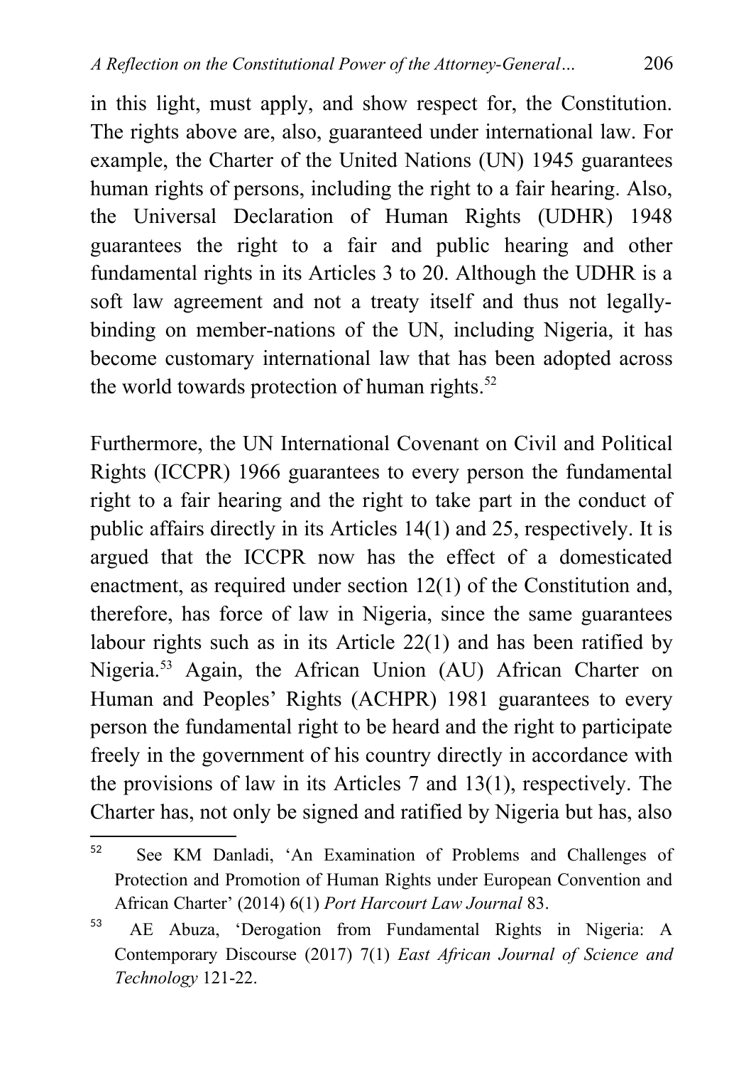in this light, must apply, and show respect for, the Constitution. The rights above are, also, guaranteed under international law. For example, the Charter of the United Nations (UN) 1945 guarantees human rights of persons, including the right to a fair hearing. Also, the Universal Declaration of Human Rights (UDHR) 1948 guarantees the right to a fair and public hearing and other fundamental rights in its Articles 3 to 20. Although the UDHR is a soft law agreement and not a treaty itself and thus not legally-binding on member-nations of the UN, including Nigeria, it has become customary international law that has been adopted across the world towards protection of human rights.[52]

Furthermore, the UN International Covenant on Civil and Political Rights (ICCPR) 1966 guarantees to every person the fundamental right to a fair hearing and the right to take part in the conduct of public affairs directly in its Articles 14(1) and 25, respectively. It is argued that the ICCPR now has the effect of a domesticated enactment, as required under section 12(1) of the Constitution and, therefore, has force of law in Nigeria, since the same guarantees labour rights such as in its Article 22(1) and has been ratified by Nigeria.[53] Again, the African Union (AU) African Charter on Human and Peoples' Rights (ACHPR) 1981 guarantees to every person the fundamental right to be heard and the right to participate freely in the government of his country directly in accordance with the provisions of law in its Articles 7 and 13(1), respectively. The Charter has, not only be signed and ratified by Nigeria but has, also

---

[52] See KM Danladi, 'An Examination of Problems and Challenges of Protection and Promotion of Human Rights under European Convention and African Charter' (2014) 6(1) *Port Harcourt Law Journal* 83.

[53] AE Abuza, 'Derogation from Fundamental Rights in Nigeria: A Contemporary Discourse (2017) 7(1) *East African Journal of Science and Technology* 121-22.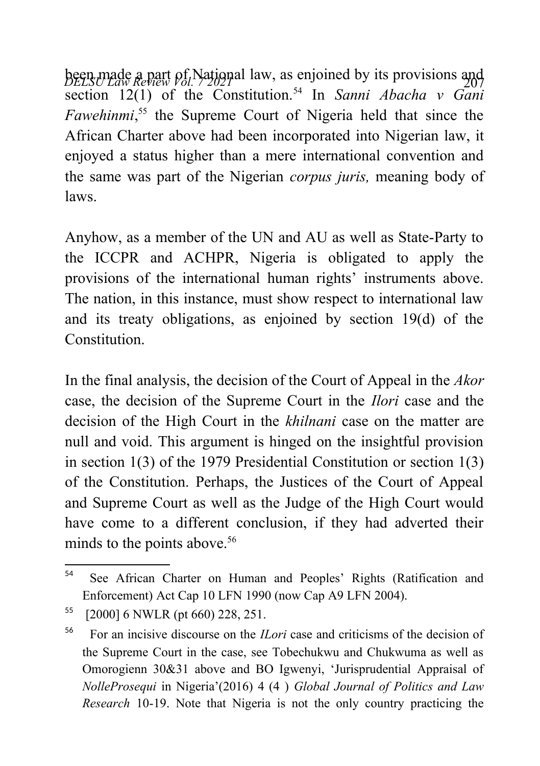been made a part of National law, as enjoined by its provisions and section 12(1) of the Constitution.[54] In *Sanni Abacha v Gani Fawehinmi*,[55] the Supreme Court of Nigeria held that since the African Charter above had been incorporated into Nigerian law, it enjoyed a status higher than a mere international convention and the same was part of the Nigerian *corpus juris,* meaning body of laws.

Anyhow, as a member of the UN and AU as well as State-Party to the ICCPR and ACHPR, Nigeria is obligated to apply the provisions of the international human rights' instruments above. The nation, in this instance, must show respect to international law and its treaty obligations, as enjoined by section 19(d) of the Constitution.

In the final analysis, the decision of the Court of Appeal in the *Akor* case, the decision of the Supreme Court in the *Ilori* case and the decision of the High Court in the *khilnani* case on the matter are null and void. This argument is hinged on the insightful provision in section 1(3) of the 1979 Presidential Constitution or section 1(3) of the Constitution. Perhaps, the Justices of the Court of Appeal and Supreme Court as well as the Judge of the High Court would have come to a different conclusion, if they had adverted their minds to the points above.[56]

---

[54] See African Charter on Human and Peoples' Rights (Ratification and Enforcement) Act Cap 10 LFN 1990 (now Cap A9 LFN 2004).

[55] [2000] 6 NWLR (pt 660) 228, 251.

[56] For an incisive discourse on the *ILori* case and criticisms of the decision of the Supreme Court in the case, see Tobechukwu and Chukwuma as well as Omorogienn 30&31 above and BO Igwenyi, 'Jurisprudential Appraisal of *NolleProsequi* in Nigeria'(2016) 4 (4 ) *Global Journal of Politics and Law Research* 10-19. Note that Nigeria is not the only country practicing the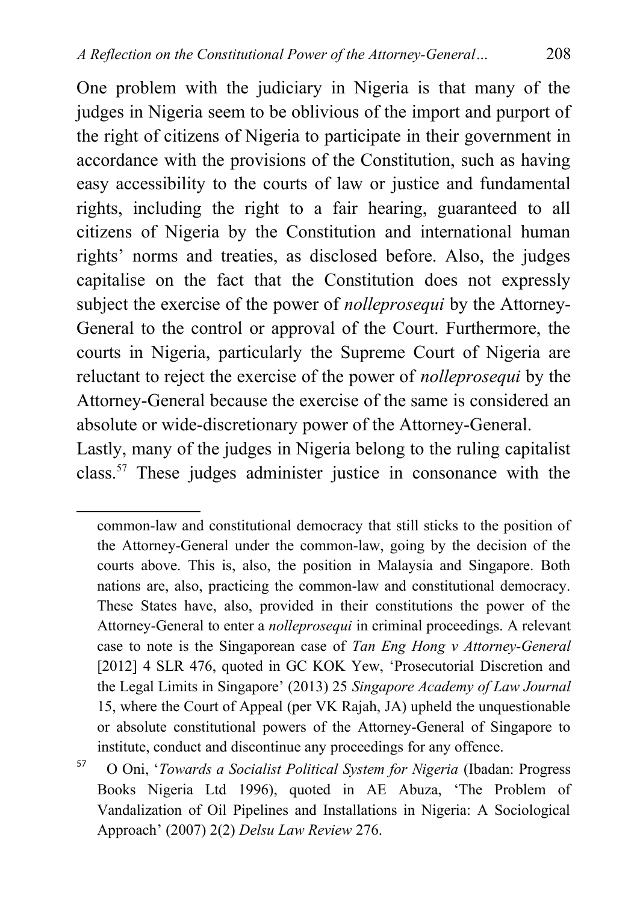One problem with the judiciary in Nigeria is that many of the judges in Nigeria seem to be oblivious of the import and purport of the right of citizens of Nigeria to participate in their government in accordance with the provisions of the Constitution, such as having easy accessibility to the courts of law or justice and fundamental rights, including the right to a fair hearing, guaranteed to all citizens of Nigeria by the Constitution and international human rights' norms and treaties, as disclosed before. Also, the judges capitalise on the fact that the Constitution does not expressly subject the exercise of the power of *nolleprosequi* by the Attorney-General to the control or approval of the Court. Furthermore, the courts in Nigeria, particularly the Supreme Court of Nigeria are reluctant to reject the exercise of the power of *nolleprosequi* by the Attorney-General because the exercise of the same is considered an absolute or wide-discretionary power of the Attorney-General.

Lastly, many of the judges in Nigeria belong to the ruling capitalist class.[57] These judges administer justice in consonance with the

---

common-law and constitutional democracy that still sticks to the position of the Attorney-General under the common-law, going by the decision of the courts above. This is, also, the position in Malaysia and Singapore. Both nations are, also, practicing the common-law and constitutional democracy. These States have, also, provided in their constitutions the power of the Attorney-General to enter a *nolleprosequi* in criminal proceedings. A relevant case to note is the Singaporean case of *Tan Eng Hong v Attorney-General* [2012] 4 SLR 476, quoted in GC KOK Yew, 'Prosecutorial Discretion and the Legal Limits in Singapore' (2013) 25 *Singapore Academy of Law Journal* 15, where the Court of Appeal (per VK Rajah, JA) upheld the unquestionable or absolute constitutional powers of the Attorney-General of Singapore to institute, conduct and discontinue any proceedings for any offence.

[57] O Oni, '*Towards a Socialist Political System for Nigeria* (Ibadan: Progress Books Nigeria Ltd 1996), quoted in AE Abuza, 'The Problem of Vandalization of Oil Pipelines and Installations in Nigeria: A Sociological Approach' (2007) 2(2) *Delsu Law Review* 276.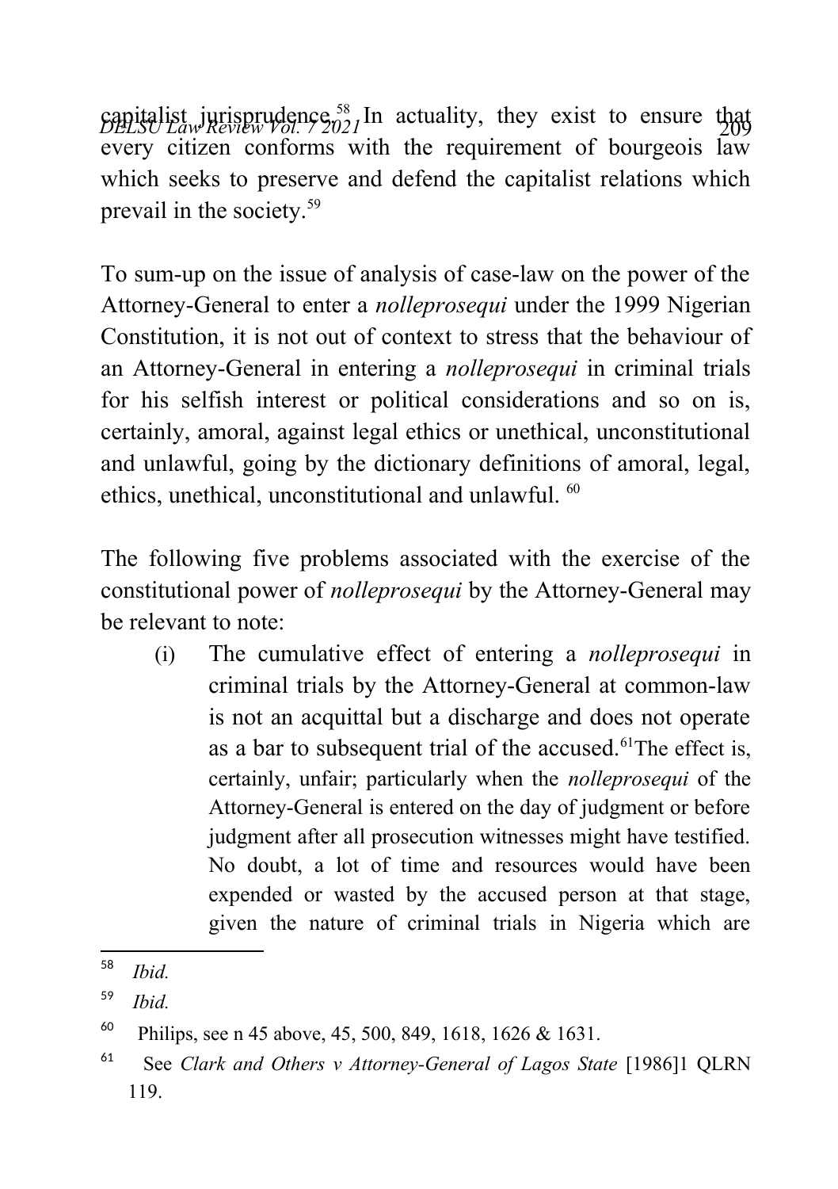capitalist jurisprudence.[58] In actuality, they exist to ensure that every citizen conforms with the requirement of bourgeois law which seeks to preserve and defend the capitalist relations which prevail in the society.[59]

To sum-up on the issue of analysis of case-law on the power of the Attorney-General to enter a *nolleprosequi* under the 1999 Nigerian Constitution, it is not out of context to stress that the behaviour of an Attorney-General in entering a *nolleprosequi* in criminal trials for his selfish interest or political considerations and so on is, certainly, amoral, against legal ethics or unethical, unconstitutional and unlawful, going by the dictionary definitions of amoral, legal, ethics, unethical, unconstitutional and unlawful.[60]

The following five problems associated with the exercise of the constitutional power of *nolleprosequi* by the Attorney-General may be relevant to note:

(i) The cumulative effect of entering a *nolleprosequi* in criminal trials by the Attorney-General at common-law is not an acquittal but a discharge and does not operate as a bar to subsequent trial of the accused.[61] The effect is, certainly, unfair; particularly when the *nolleprosequi* of the Attorney-General is entered on the day of judgment or before judgment after all prosecution witnesses might have testified. No doubt, a lot of time and resources would have been expended or wasted by the accused person at that stage, given the nature of criminal trials in Nigeria which are

---

[58] *Ibid.*

[59] *Ibid.*

[60] Philips, see n 45 above, 45, 500, 849, 1618, 1626 & 1631.

[61] See *Clark and Others v Attorney-General of Lagos State* [1986]1 QLRN 119.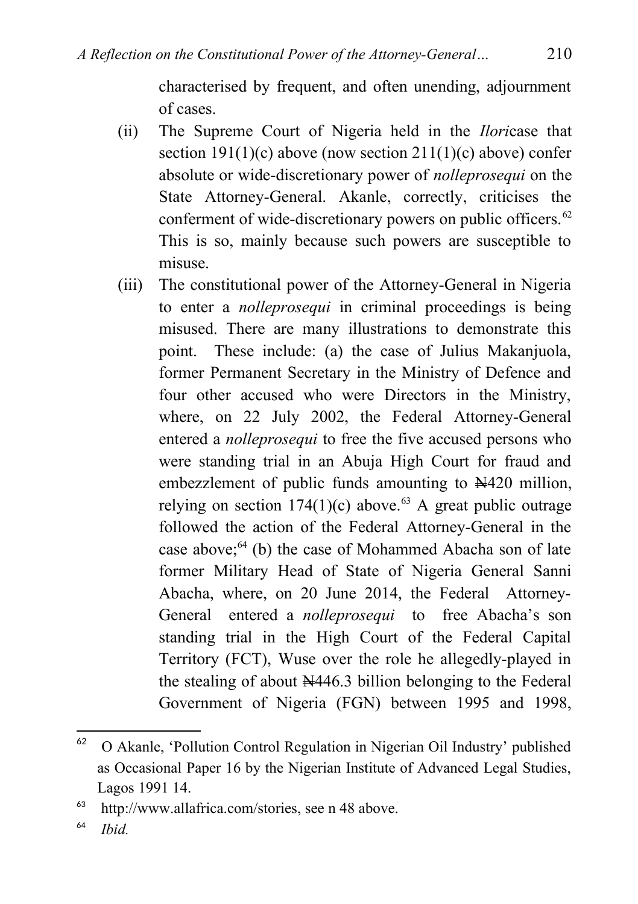characterised by frequent, and often unending, adjournment of cases.

(ii) The Supreme Court of Nigeria held in the *Ilori*case that section 191(1)(c) above (now section 211(1)(c) above) confer absolute or wide-discretionary power of *nolleprosequi* on the State Attorney-General. Akanle, correctly, criticises the conferment of wide-discretionary powers on public officers.[62] This is so, mainly because such powers are susceptible to misuse.

(iii) The constitutional power of the Attorney-General in Nigeria to enter a *nolleprosequi* in criminal proceedings is being misused. There are many illustrations to demonstrate this point. These include: (a) the case of Julius Makanjuola, former Permanent Secretary in the Ministry of Defence and four other accused who were Directors in the Ministry, where, on 22 July 2002, the Federal Attorney-General entered a *nolleprosequi* to free the five accused persons who were standing trial in an Abuja High Court for fraud and embezzlement of public funds amounting to ₦420 million, relying on section 174(1)(c) above.[63] A great public outrage followed the action of the Federal Attorney-General in the case above;[64] (b) the case of Mohammed Abacha son of late former Military Head of State of Nigeria General Sanni Abacha, where, on 20 June 2014, the Federal Attorney-General entered a *nolleprosequi* to free Abacha's son standing trial in the High Court of the Federal Capital Territory (FCT), Wuse over the role he allegedly-played in the stealing of about ₦446.3 billion belonging to the Federal Government of Nigeria (FGN) between 1995 and 1998,

---

[62] O Akanle, 'Pollution Control Regulation in Nigerian Oil Industry' published as Occasional Paper 16 by the Nigerian Institute of Advanced Legal Studies, Lagos 1991 14.

[63] http://www.allafrica.com/stories, see n 48 above.

[64] *Ibid.*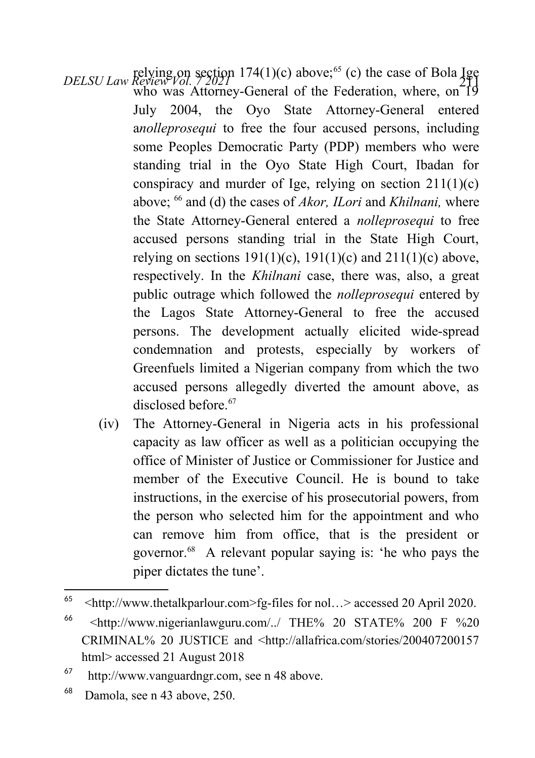relying on section 174(1)(c) above;[65] (c) the case of Bola Ige who was Attorney-General of the Federation, where, on 19 July 2004, the Oyo State Attorney-General entered a*nolleprosequi* to free the four accused persons, including some Peoples Democratic Party (PDP) members who were standing trial in the Oyo State High Court, Ibadan for conspiracy and murder of Ige, relying on section 211(1)(c) above; [66] and (d) the cases of *Akor, ILori* and *Khilnani,* where the State Attorney-General entered a *nolleprosequi* to free accused persons standing trial in the State High Court, relying on sections 191(1)(c), 191(1)(c) and 211(1)(c) above, respectively. In the *Khilnani* case, there was, also, a great public outrage which followed the *nolleprosequi* entered by the Lagos State Attorney-General to free the accused persons. The development actually elicited wide-spread condemnation and protests, especially by workers of Greenfuels limited a Nigerian company from which the two accused persons allegedly diverted the amount above, as disclosed before.[67]

(iv) The Attorney-General in Nigeria acts in his professional capacity as law officer as well as a politician occupying the office of Minister of Justice or Commissioner for Justice and member of the Executive Council. He is bound to take instructions, in the exercise of his prosecutorial powers, from the person who selected him for the appointment and who can remove him from office, that is the president or governor.[68] A relevant popular saying is: 'he who pays the piper dictates the tune'.

---

[65] <http://www.thetalkparlour.com>fg-files for nol…> accessed 20 April 2020.

[66] <http://www.nigerianlawguru.com/../ THE% 20 STATE% 200 F %20 CRIMINAL% 20 JUSTICE and <http://allafrica.com/stories/200407200157 html> accessed 21 August 2018

[67] http://www.vanguardngr.com, see n 48 above.

[68] Damola, see n 43 above, 250.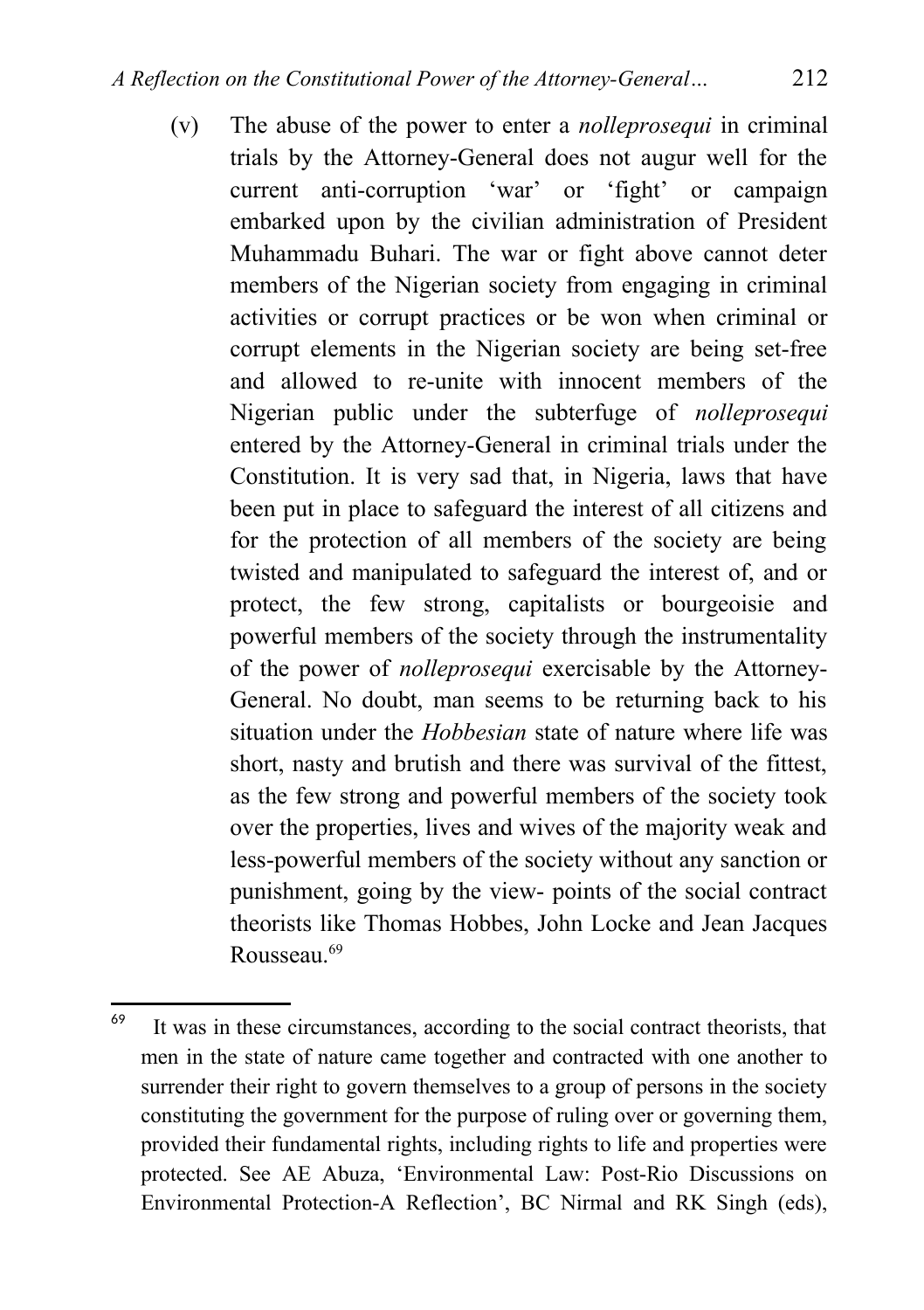(v) The abuse of the power to enter a *nolleprosequi* in criminal trials by the Attorney-General does not augur well for the current anti-corruption 'war' or 'fight' or campaign embarked upon by the civilian administration of President Muhammadu Buhari. The war or fight above cannot deter members of the Nigerian society from engaging in criminal activities or corrupt practices or be won when criminal or corrupt elements in the Nigerian society are being set-free and allowed to re-unite with innocent members of the Nigerian public under the subterfuge of *nolleprosequi* entered by the Attorney-General in criminal trials under the Constitution. It is very sad that, in Nigeria, laws that have been put in place to safeguard the interest of all citizens and for the protection of all members of the society are being twisted and manipulated to safeguard the interest of, and or protect, the few strong, capitalists or bourgeoisie and powerful members of the society through the instrumentality of the power of *nolleprosequi* exercisable by the Attorney-General. No doubt, man seems to be returning back to his situation under the *Hobbesian* state of nature where life was short, nasty and brutish and there was survival of the fittest, as the few strong and powerful members of the society took over the properties, lives and wives of the majority weak and less-powerful members of the society without any sanction or punishment, going by the view- points of the social contract theorists like Thomas Hobbes, John Locke and Jean Jacques Rousseau.[69]

---

[69] It was in these circumstances, according to the social contract theorists, that men in the state of nature came together and contracted with one another to surrender their right to govern themselves to a group of persons in the society constituting the government for the purpose of ruling over or governing them, provided their fundamental rights, including rights to life and properties were protected. See AE Abuza, 'Environmental Law: Post-Rio Discussions on Environmental Protection-A Reflection', BC Nirmal and RK Singh (eds),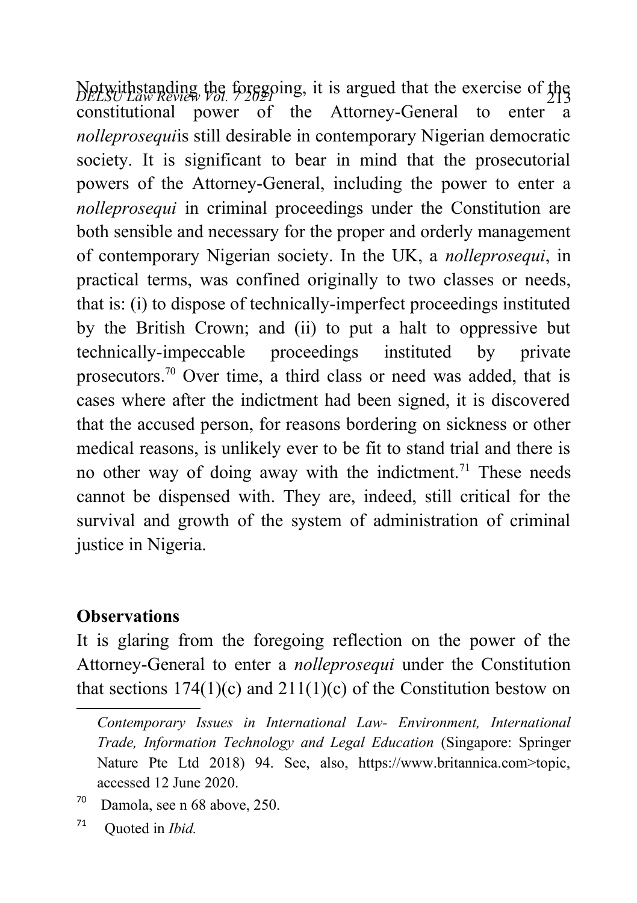Notwithstanding the foregoing, it is argued that the exercise of the constitutional power of the Attorney-General to enter a *nolleprosequi*is still desirable in contemporary Nigerian democratic society. It is significant to bear in mind that the prosecutorial powers of the Attorney-General, including the power to enter a *nolleprosequi* in criminal proceedings under the Constitution are both sensible and necessary for the proper and orderly management of contemporary Nigerian society. In the UK, a *nolleprosequi*, in practical terms, was confined originally to two classes or needs, that is: (i) to dispose of technically-imperfect proceedings instituted by the British Crown; and (ii) to put a halt to oppressive but technically-impeccable proceedings instituted by private prosecutors.[70] Over time, a third class or need was added, that is cases where after the indictment had been signed, it is discovered that the accused person, for reasons bordering on sickness or other medical reasons, is unlikely ever to be fit to stand trial and there is no other way of doing away with the indictment.[71] These needs cannot be dispensed with. They are, indeed, still critical for the survival and growth of the system of administration of criminal justice in Nigeria.

## Observations

It is glaring from the foregoing reflection on the power of the Attorney-General to enter a *nolleprosequi* under the Constitution that sections 174(1)(c) and 211(1)(c) of the Constitution bestow on

---

*Contemporary Issues in International Law- Environment, International Trade, Information Technology and Legal Education* (Singapore: Springer Nature Pte Ltd 2018) 94. See, also, https://www.britannica.com>topic, accessed 12 June 2020.

[70] Damola, see n 68 above, 250.

[71] Quoted in *Ibid.*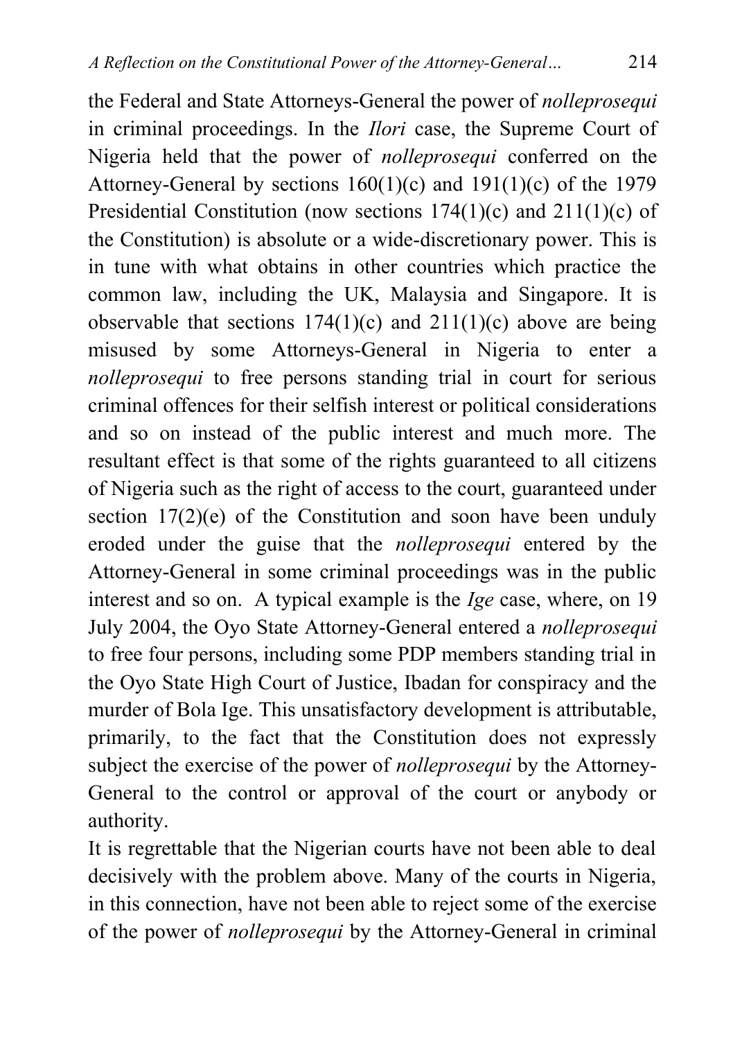the Federal and State Attorneys-General the power of *nolleprosequi* in criminal proceedings. In the *Ilori* case, the Supreme Court of Nigeria held that the power of *nolleprosequi* conferred on the Attorney-General by sections 160(1)(c) and 191(1)(c) of the 1979 Presidential Constitution (now sections 174(1)(c) and 211(1)(c) of the Constitution) is absolute or a wide-discretionary power. This is in tune with what obtains in other countries which practice the common law, including the UK, Malaysia and Singapore. It is observable that sections 174(1)(c) and 211(1)(c) above are being misused by some Attorneys-General in Nigeria to enter a *nolleprosequi* to free persons standing trial in court for serious criminal offences for their selfish interest or political considerations and so on instead of the public interest and much more. The resultant effect is that some of the rights guaranteed to all citizens of Nigeria such as the right of access to the court, guaranteed under section 17(2)(e) of the Constitution and soon have been unduly eroded under the guise that the *nolleprosequi* entered by the Attorney-General in some criminal proceedings was in the public interest and so on. A typical example is the *Ige* case, where, on 19 July 2004, the Oyo State Attorney-General entered a *nolleprosequi* to free four persons, including some PDP members standing trial in the Oyo State High Court of Justice, Ibadan for conspiracy and the murder of Bola Ige. This unsatisfactory development is attributable, primarily, to the fact that the Constitution does not expressly subject the exercise of the power of *nolleprosequi* by the Attorney-General to the control or approval of the court or anybody or authority.

It is regrettable that the Nigerian courts have not been able to deal decisively with the problem above. Many of the courts in Nigeria, in this connection, have not been able to reject some of the exercise of the power of *nolleprosequi* by the Attorney-General in criminal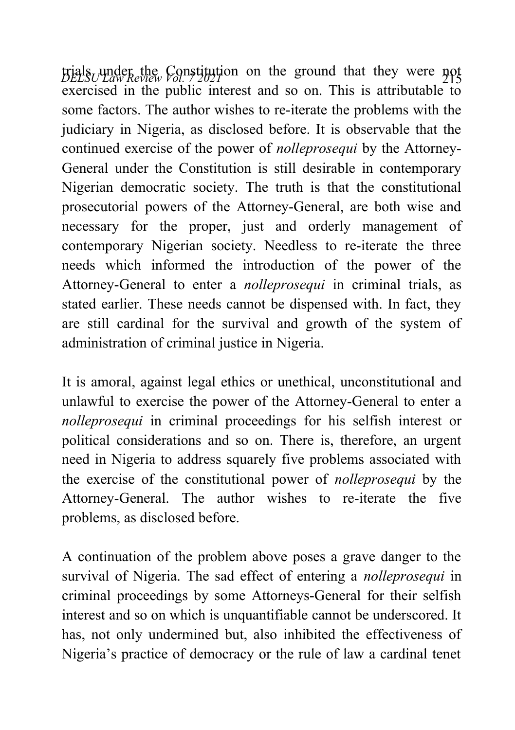trials under the Constitution on the ground that they were not exercised in the public interest and so on. This is attributable to some factors. The author wishes to re-iterate the problems with the judiciary in Nigeria, as disclosed before. It is observable that the continued exercise of the power of *nolleprosequi* by the Attorney-General under the Constitution is still desirable in contemporary Nigerian democratic society. The truth is that the constitutional prosecutorial powers of the Attorney-General, are both wise and necessary for the proper, just and orderly management of contemporary Nigerian society. Needless to re-iterate the three needs which informed the introduction of the power of the Attorney-General to enter a *nolleprosequi* in criminal trials, as stated earlier. These needs cannot be dispensed with. In fact, they are still cardinal for the survival and growth of the system of administration of criminal justice in Nigeria.

It is amoral, against legal ethics or unethical, unconstitutional and unlawful to exercise the power of the Attorney-General to enter a *nolleprosequi* in criminal proceedings for his selfish interest or political considerations and so on. There is, therefore, an urgent need in Nigeria to address squarely five problems associated with the exercise of the constitutional power of *nolleprosequi* by the Attorney-General. The author wishes to re-iterate the five problems, as disclosed before.

A continuation of the problem above poses a grave danger to the survival of Nigeria. The sad effect of entering a *nolleprosequi* in criminal proceedings by some Attorneys-General for their selfish interest and so on which is unquantifiable cannot be underscored. It has, not only undermined but, also inhibited the effectiveness of Nigeria's practice of democracy or the rule of law a cardinal tenet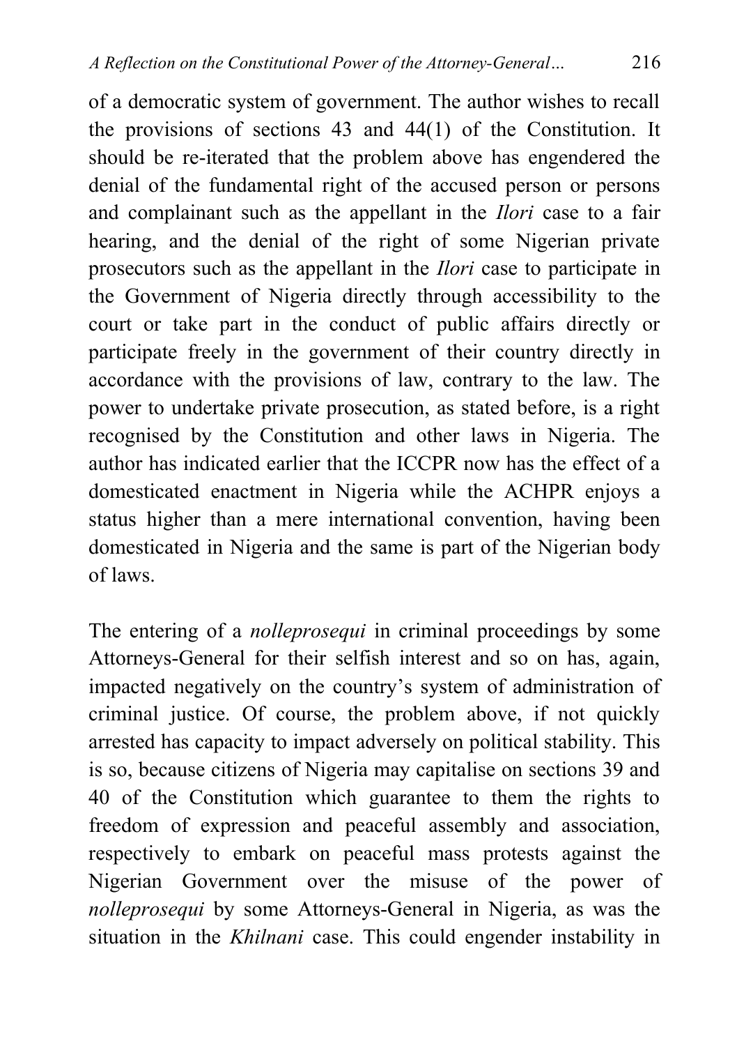of a democratic system of government. The author wishes to recall the provisions of sections 43 and 44(1) of the Constitution. It should be re-iterated that the problem above has engendered the denial of the fundamental right of the accused person or persons and complainant such as the appellant in the *Ilori* case to a fair hearing, and the denial of the right of some Nigerian private prosecutors such as the appellant in the *Ilori* case to participate in the Government of Nigeria directly through accessibility to the court or take part in the conduct of public affairs directly or participate freely in the government of their country directly in accordance with the provisions of law, contrary to the law. The power to undertake private prosecution, as stated before, is a right recognised by the Constitution and other laws in Nigeria. The author has indicated earlier that the ICCPR now has the effect of a domesticated enactment in Nigeria while the ACHPR enjoys a status higher than a mere international convention, having been domesticated in Nigeria and the same is part of the Nigerian body of laws.

The entering of a *nolleprosequi* in criminal proceedings by some Attorneys-General for their selfish interest and so on has, again, impacted negatively on the country's system of administration of criminal justice. Of course, the problem above, if not quickly arrested has capacity to impact adversely on political stability. This is so, because citizens of Nigeria may capitalise on sections 39 and 40 of the Constitution which guarantee to them the rights to freedom of expression and peaceful assembly and association, respectively to embark on peaceful mass protests against the Nigerian Government over the misuse of the power of *nolleprosequi* by some Attorneys-General in Nigeria, as was the situation in the *Khilnani* case. This could engender instability in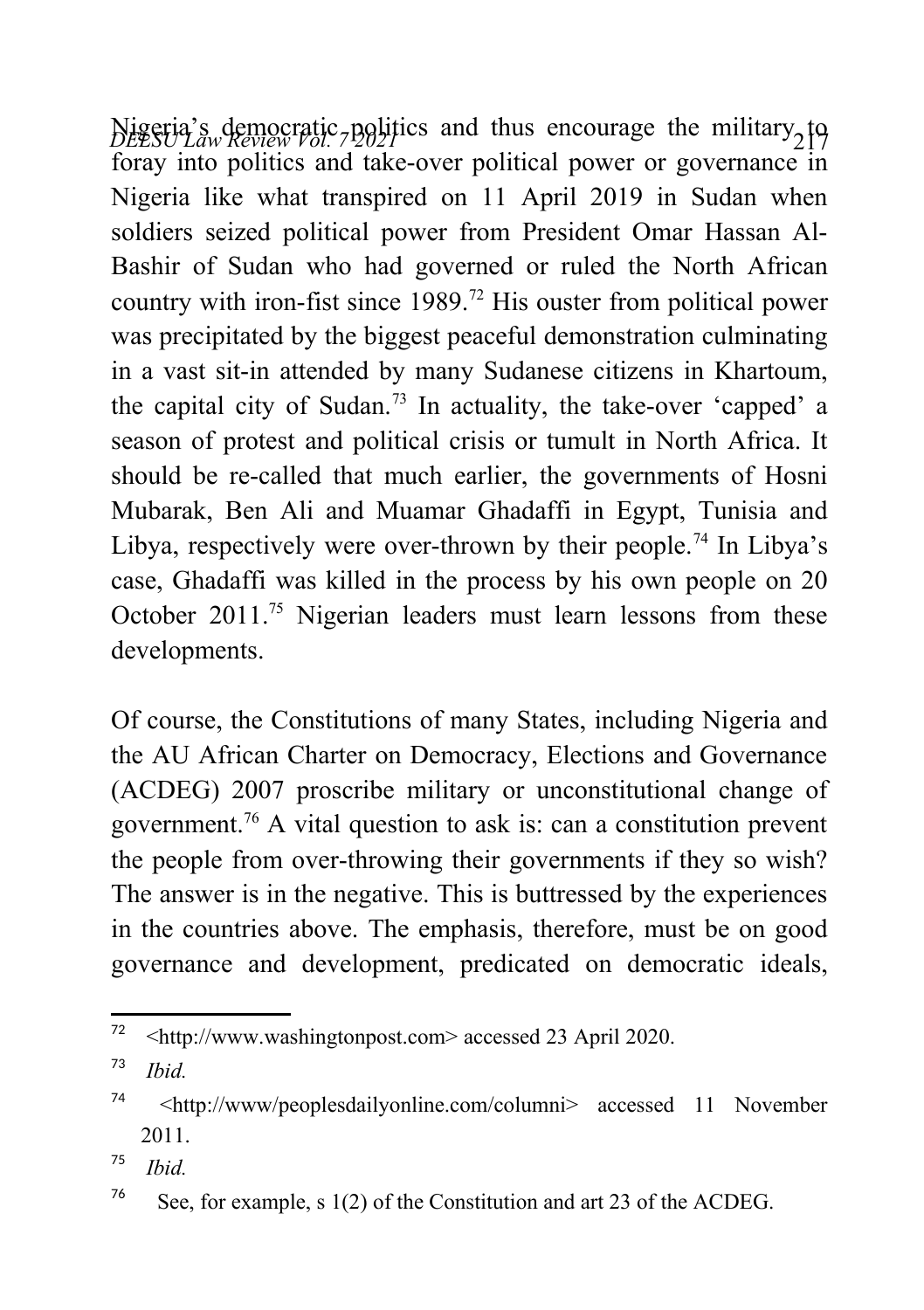Nigeria's democratic politics and thus encourage the military to foray into politics and take-over political power or governance in Nigeria like what transpired on 11 April 2019 in Sudan when soldiers seized political power from President Omar Hassan Al-Bashir of Sudan who had governed or ruled the North African country with iron-fist since 1989.[72] His ouster from political power was precipitated by the biggest peaceful demonstration culminating in a vast sit-in attended by many Sudanese citizens in Khartoum, the capital city of Sudan.[73] In actuality, the take-over 'capped' a season of protest and political crisis or tumult in North Africa. It should be re-called that much earlier, the governments of Hosni Mubarak, Ben Ali and Muamar Ghadaffi in Egypt, Tunisia and Libya, respectively were over-thrown by their people.[74] In Libya's case, Ghadaffi was killed in the process by his own people on 20 October 2011.[75] Nigerian leaders must learn lessons from these developments.

Of course, the Constitutions of many States, including Nigeria and the AU African Charter on Democracy, Elections and Governance (ACDEG) 2007 proscribe military or unconstitutional change of government.[76] A vital question to ask is: can a constitution prevent the people from over-throwing their governments if they so wish? The answer is in the negative. This is buttressed by the experiences in the countries above. The emphasis, therefore, must be on good governance and development, predicated on democratic ideals,

---

[72] <http://www.washingtonpost.com> accessed 23 April 2020.

[73] *Ibid.*

[74] <http://www/peoplesdailyonline.com/columni> accessed 11 November 2011.

[75] *Ibid.*

[76] See, for example, s 1(2) of the Constitution and art 23 of the ACDEG.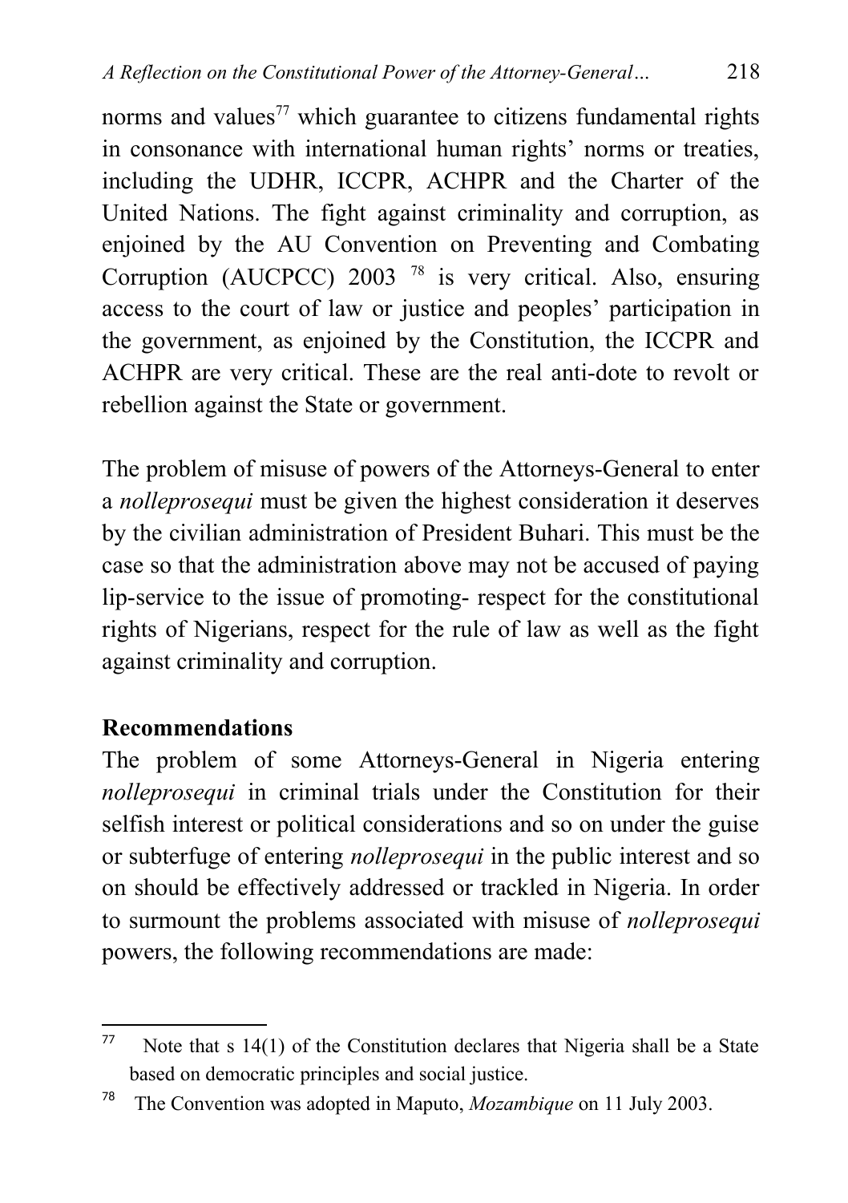norms and values[77] which guarantee to citizens fundamental rights in consonance with international human rights' norms or treaties, including the UDHR, ICCPR, ACHPR and the Charter of the United Nations. The fight against criminality and corruption, as enjoined by the AU Convention on Preventing and Combating Corruption (AUCPCC) 2003 [78] is very critical. Also, ensuring access to the court of law or justice and peoples' participation in the government, as enjoined by the Constitution, the ICCPR and ACHPR are very critical. These are the real anti-dote to revolt or rebellion against the State or government.

The problem of misuse of powers of the Attorneys-General to enter a *nolleprosequi* must be given the highest consideration it deserves by the civilian administration of President Buhari. This must be the case so that the administration above may not be accused of paying lip-service to the issue of promoting- respect for the constitutional rights of Nigerians, respect for the rule of law as well as the fight against criminality and corruption.

**Recommendations**

The problem of some Attorneys-General in Nigeria entering *nolleprosequi* in criminal trials under the Constitution for their selfish interest or political considerations and so on under the guise or subterfuge of entering *nolleprosequi* in the public interest and so on should be effectively addressed or trackled in Nigeria. In order to surmount the problems associated with misuse of *nolleprosequi* powers, the following recommendations are made:

---

[77] Note that s 14(1) of the Constitution declares that Nigeria shall be a State based on democratic principles and social justice.

[78] The Convention was adopted in Maputo, *Mozambique* on 11 July 2003.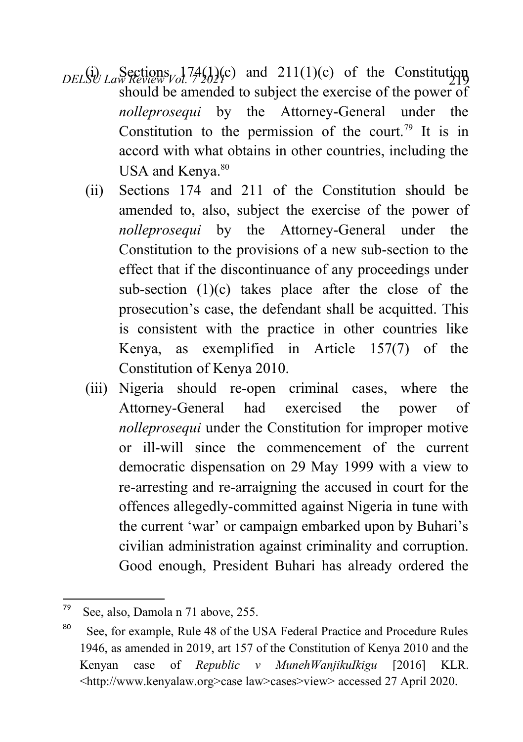(i) Sections 174(1)(c) and 211(1)(c) of the Constitution should be amended to subject the exercise of the power of *nolleprosequi* by the Attorney-General under the Constitution to the permission of the court.[79] It is in accord with what obtains in other countries, including the USA and Kenya.[80]

(ii) Sections 174 and 211 of the Constitution should be amended to, also, subject the exercise of the power of *nolleprosequi* by the Attorney-General under the Constitution to the provisions of a new sub-section to the effect that if the discontinuance of any proceedings under sub-section (1)(c) takes place after the close of the prosecution's case, the defendant shall be acquitted. This is consistent with the practice in other countries like Kenya, as exemplified in Article 157(7) of the Constitution of Kenya 2010.

(iii) Nigeria should re-open criminal cases, where the Attorney-General had exercised the power of *nolleprosequi* under the Constitution for improper motive or ill-will since the commencement of the current democratic dispensation on 29 May 1999 with a view to re-arresting and re-arraigning the accused in court for the offences allegedly-committed against Nigeria in tune with the current 'war' or campaign embarked upon by Buhari's civilian administration against criminality and corruption. Good enough, President Buhari has already ordered the

---

[79] See, also, Damola n 71 above, 255.

[80] See, for example, Rule 48 of the USA Federal Practice and Procedure Rules 1946, as amended in 2019, art 157 of the Constitution of Kenya 2010 and the Kenyan case of *Republic v MunehWanjikuIkigu* [2016] KLR. <http://www.kenyalaw.org>case law>cases>view> accessed 27 April 2020.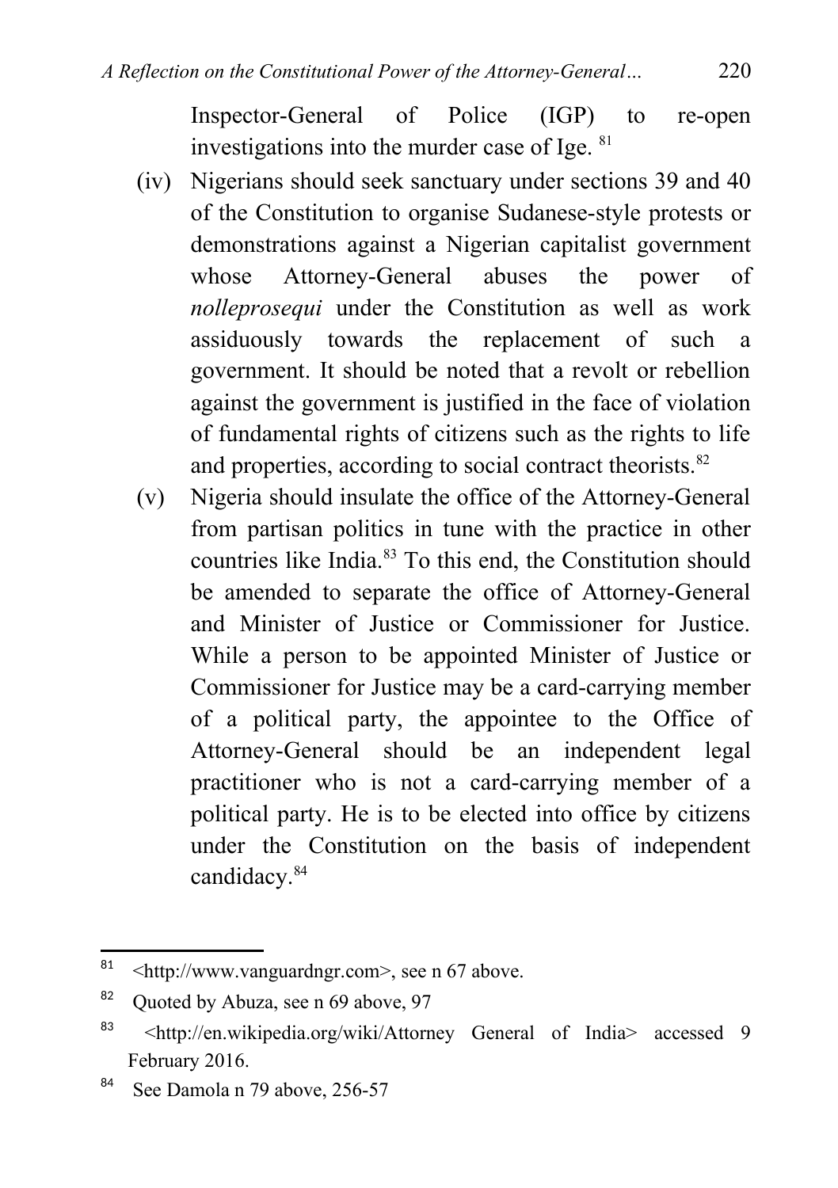Inspector-General of Police (IGP) to re-open investigations into the murder case of Ige. [81]

(iv) Nigerians should seek sanctuary under sections 39 and 40 of the Constitution to organise Sudanese-style protests or demonstrations against a Nigerian capitalist government whose Attorney-General abuses the power of *nolleprosequi* under the Constitution as well as work assiduously towards the replacement of such a government. It should be noted that a revolt or rebellion against the government is justified in the face of violation of fundamental rights of citizens such as the rights to life and properties, according to social contract theorists.[82]

(v) Nigeria should insulate the office of the Attorney-General from partisan politics in tune with the practice in other countries like India.[83] To this end, the Constitution should be amended to separate the office of Attorney-General and Minister of Justice or Commissioner for Justice. While a person to be appointed Minister of Justice or Commissioner for Justice may be a card-carrying member of a political party, the appointee to the Office of Attorney-General should be an independent legal practitioner who is not a card-carrying member of a political party. He is to be elected into office by citizens under the Constitution on the basis of independent candidacy.[84]

---

[81] <http://www.vanguardngr.com>, see n 67 above.

[82] Quoted by Abuza, see n 69 above, 97

[83] <http://en.wikipedia.org/wiki/Attorney General of India> accessed 9 February 2016.

[84] See Damola n 79 above, 256-57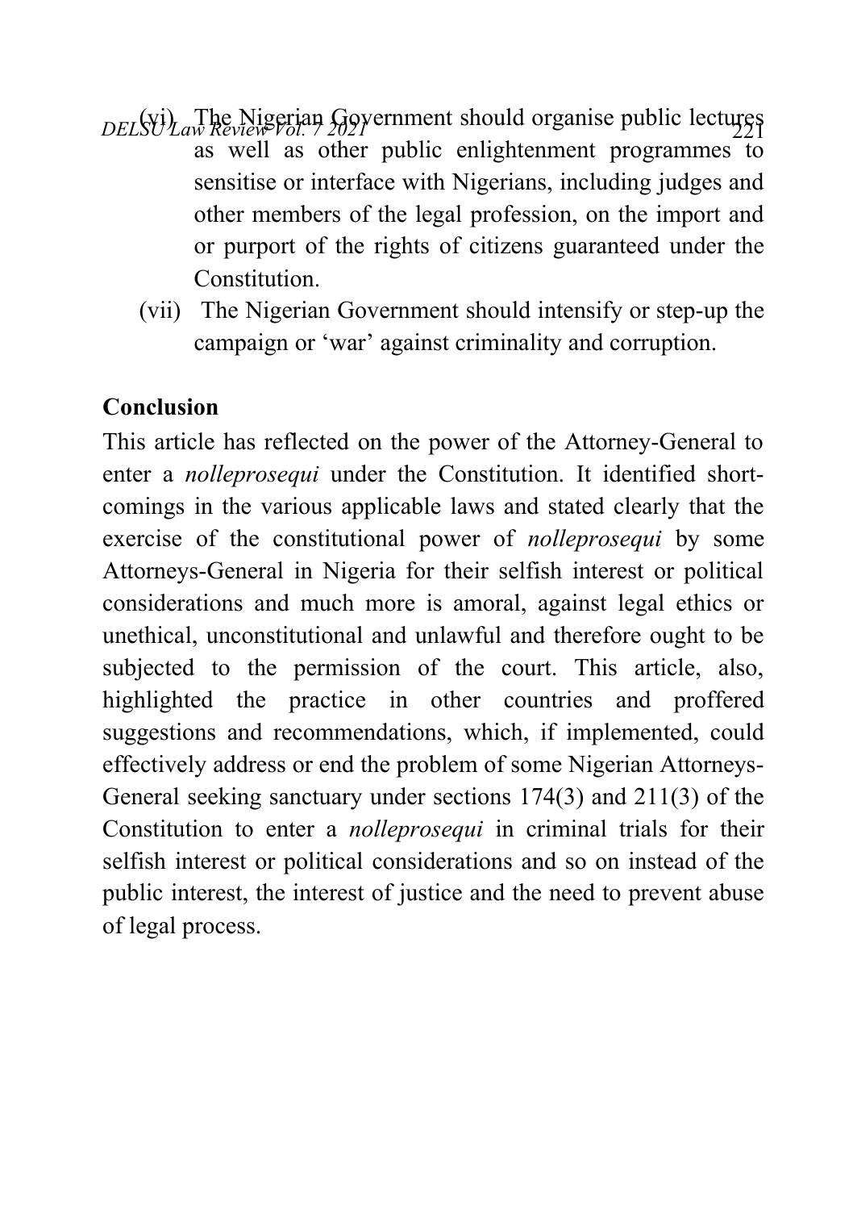(vi) The Nigerian Government should organise public lectures as well as other public enlightenment programmes to sensitise or interface with Nigerians, including judges and other members of the legal profession, on the import and or purport of the rights of citizens guaranteed under the Constitution.

(vii) The Nigerian Government should intensify or step-up the campaign or 'war' against criminality and corruption.

## Conclusion

This article has reflected on the power of the Attorney-General to enter a *nolleprosequi* under the Constitution. It identified short-comings in the various applicable laws and stated clearly that the exercise of the constitutional power of *nolleprosequi* by some Attorneys-General in Nigeria for their selfish interest or political considerations and much more is amoral, against legal ethics or unethical, unconstitutional and unlawful and therefore ought to be subjected to the permission of the court. This article, also, highlighted the practice in other countries and proffered suggestions and recommendations, which, if implemented, could effectively address or end the problem of some Nigerian Attorneys-General seeking sanctuary under sections 174(3) and 211(3) of the Constitution to enter a *nolleprosequi* in criminal trials for their selfish interest or political considerations and so on instead of the public interest, the interest of justice and the need to prevent abuse of legal process.